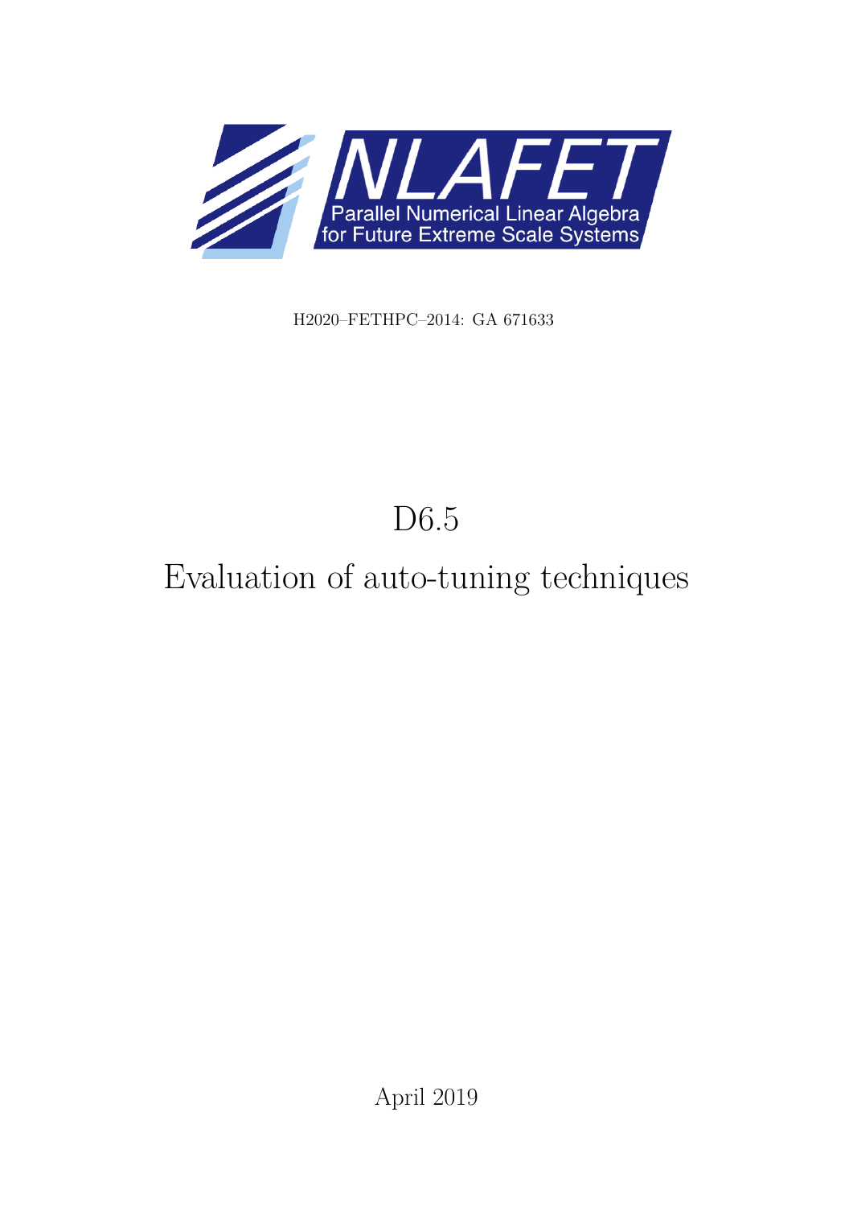NLAFET

Parallel Numerical Linear Algebra for Future Extreme Scale Systems

H2020–FETHPC–2014: GA 671633

# D6.5

# Evaluation of auto-tuning techniques

April 2019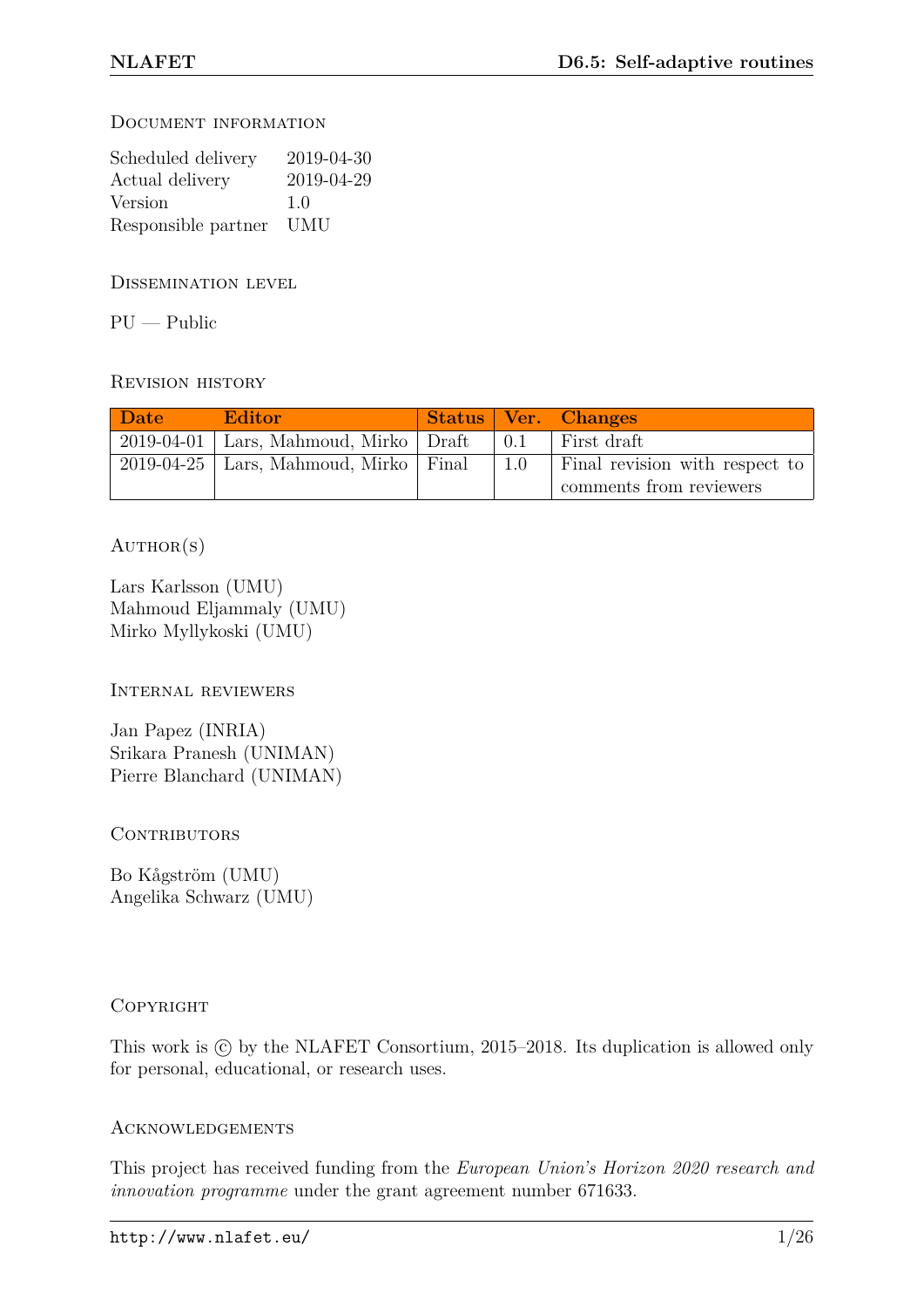## Document information

| | |
|---|---|
| Scheduled delivery | 2019-04-30 |
| Actual delivery | 2019-04-29 |
| Version | 1.0 |
| Responsible partner | UMU |

## Dissemination level

PU — Public

## Revision history

| Date | Editor | Status | Ver. | Changes |
|---|---|---|---|---|
| 2019-04-01 | Lars, Mahmoud, Mirko | Draft | 0.1 | First draft |
| 2019-04-25 | Lars, Mahmoud, Mirko | Final | 1.0 | Final revision with respect to comments from reviewers |

## Author(s)

Lars Karlsson (UMU)
Mahmoud Eljammaly (UMU)
Mirko Myllykoski (UMU)

## Internal reviewers

Jan Papez (INRIA)
Srikara Pranesh (UNIMAN)
Pierre Blanchard (UNIMAN)

## Contributors

Bo Kågström (UMU)
Angelika Schwarz (UMU)

## Copyright

This work is © by the NLAFET Consortium, 2015–2018. Its duplication is allowed only for personal, educational, or research uses.

## Acknowledgements

This project has received funding from the *European Union's Horizon 2020 research and innovation programme* under the grant agreement number 671633.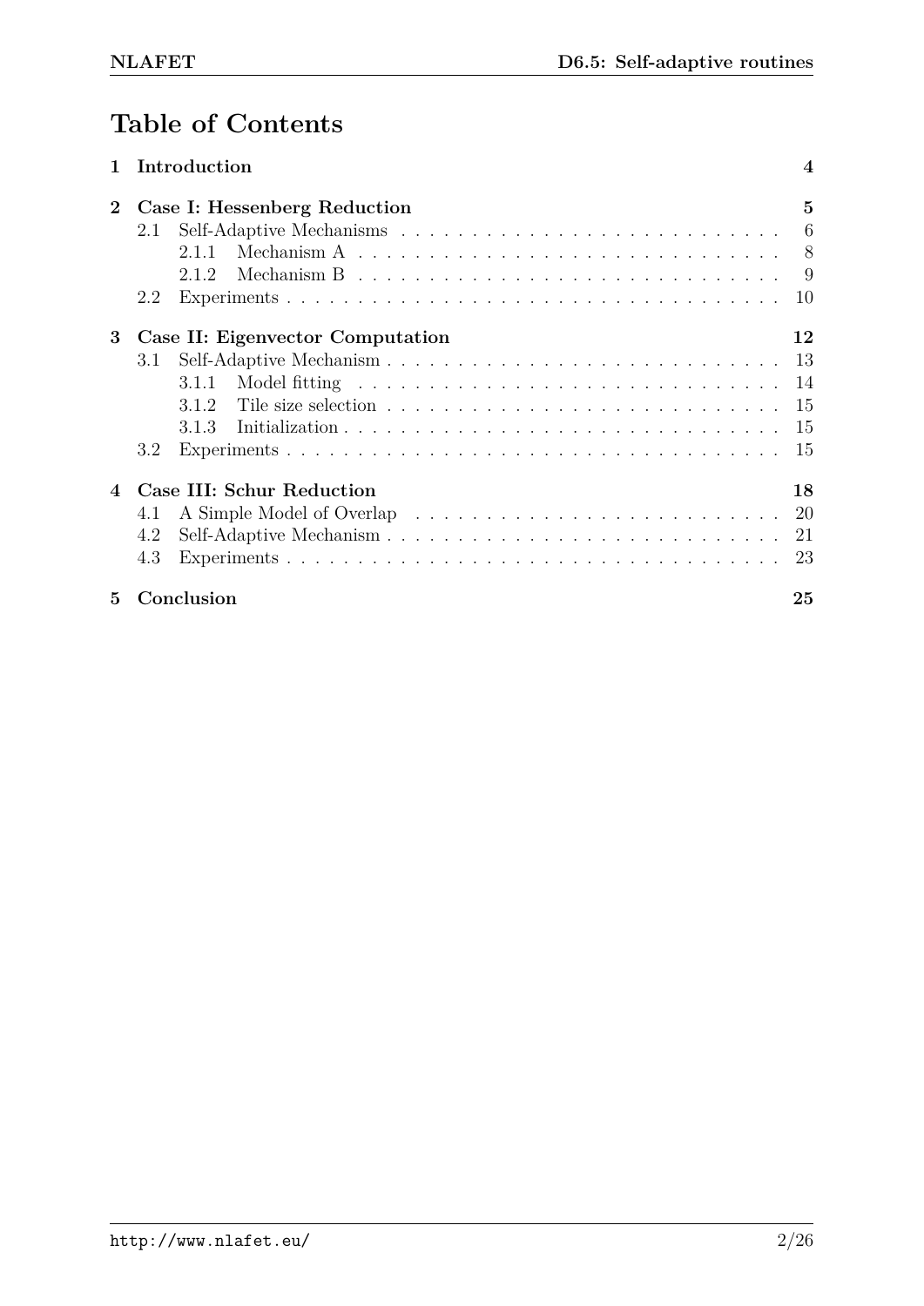# Table of Contents

**1 Introduction** — **4**

**2 Case I: Hessenberg Reduction** — **5**

- 2.1 Self-Adaptive Mechanisms — 6
  - 2.1.1 Mechanism A — 8
  - 2.1.2 Mechanism B — 9
- 2.2 Experiments — 10

**3 Case II: Eigenvector Computation** — **12**

- 3.1 Self-Adaptive Mechanism — 13
  - 3.1.1 Model fitting — 14
  - 3.1.2 Tile size selection — 15
  - 3.1.3 Initialization — 15
- 3.2 Experiments — 15

**4 Case III: Schur Reduction** — **18**

- 4.1 A Simple Model of Overlap — 20
- 4.2 Self-Adaptive Mechanism — 21
- 4.3 Experiments — 23

**5 Conclusion** — **25**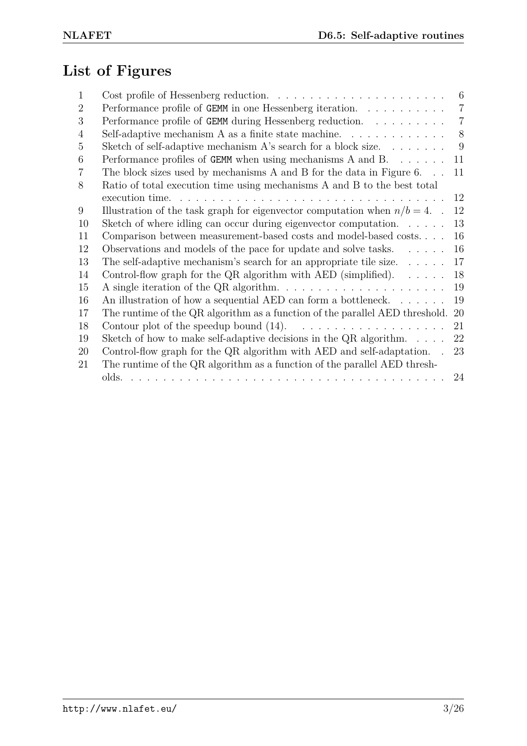# List of Figures

| | | |
|---|---|---|
| 1 | Cost profile of Hessenberg reduction. | 6 |
| 2 | Performance profile of `GEMM` in one Hessenberg iteration. | 7 |
| 3 | Performance profile of `GEMM` during Hessenberg reduction. | 7 |
| 4 | Self-adaptive mechanism A as a finite state machine. | 8 |
| 5 | Sketch of self-adaptive mechanism A's search for a block size. | 9 |
| 6 | Performance profiles of `GEMM` when using mechanisms A and B. | 11 |
| 7 | The block sizes used by mechanisms A and B for the data in Figure 6. | 11 |
| 8 | Ratio of total execution time using mechanisms A and B to the best total execution time. | 12 |
| 9 | Illustration of the task graph for eigenvector computation when $n/b = 4$. | 12 |
| 10 | Sketch of where idling can occur during eigenvector computation. | 13 |
| 11 | Comparison between measurement-based costs and model-based costs. | 16 |
| 12 | Observations and models of the pace for update and solve tasks. | 16 |
| 13 | The self-adaptive mechanism's search for an appropriate tile size. | 17 |
| 14 | Control-flow graph for the QR algorithm with AED (simplified). | 18 |
| 15 | A single iteration of the QR algorithm. | 19 |
| 16 | An illustration of how a sequential AED can form a bottleneck. | 19 |
| 17 | The runtime of the QR algorithm as a function of the parallel AED threshold. | 20 |
| 18 | Contour plot of the speedup bound (14). | 21 |
| 19 | Sketch of how to make self-adaptive decisions in the QR algorithm. | 22 |
| 20 | Control-flow graph for the QR algorithm with AED and self-adaptation. | 23 |
| 21 | The runtime of the QR algorithm as a function of the parallel AED thresholds. | 24 |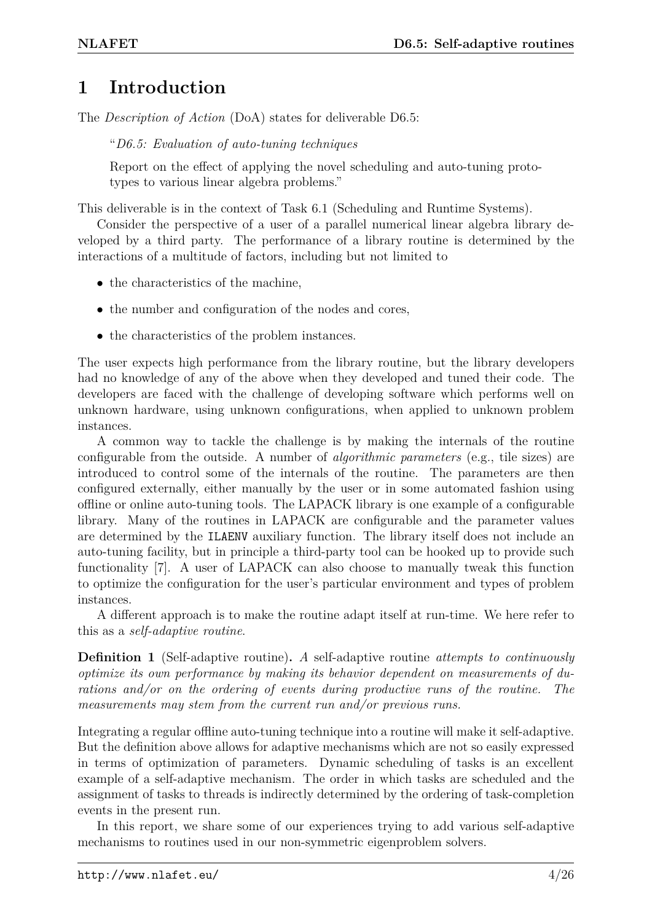# 1 Introduction

The *Description of Action* (DoA) states for deliverable D6.5:

> "*D6.5: Evaluation of auto-tuning techniques*
>
> Report on the effect of applying the novel scheduling and auto-tuning prototypes to various linear algebra problems."

This deliverable is in the context of Task 6.1 (Scheduling and Runtime Systems).

Consider the perspective of a user of a parallel numerical linear algebra library developed by a third party. The performance of a library routine is determined by the interactions of a multitude of factors, including but not limited to

- the characteristics of the machine,
- the number and configuration of the nodes and cores,
- the characteristics of the problem instances.

The user expects high performance from the library routine, but the library developers had no knowledge of any of the above when they developed and tuned their code. The developers are faced with the challenge of developing software which performs well on unknown hardware, using unknown configurations, when applied to unknown problem instances.

A common way to tackle the challenge is by making the internals of the routine configurable from the outside. A number of *algorithmic parameters* (e.g., tile sizes) are introduced to control some of the internals of the routine. The parameters are then configured externally, either manually by the user or in some automated fashion using offline or online auto-tuning tools. The LAPACK library is one example of a configurable library. Many of the routines in LAPACK are configurable and the parameter values are determined by the `ILAENV` auxiliary function. The library itself does not include an auto-tuning facility, but in principle a third-party tool can be hooked up to provide such functionality [7]. A user of LAPACK can also choose to manually tweak this function to optimize the configuration for the user's particular environment and types of problem instances.

A different approach is to make the routine adapt itself at run-time. We here refer to this as a *self-adaptive routine*.

**Definition 1** (Self-adaptive routine)**.** *A* self-adaptive routine *attempts to continuously optimize its own performance by making its behavior dependent on measurements of durations and/or on the ordering of events during productive runs of the routine. The measurements may stem from the current run and/or previous runs.*

Integrating a regular offline auto-tuning technique into a routine will make it self-adaptive. But the definition above allows for adaptive mechanisms which are not so easily expressed in terms of optimization of parameters. Dynamic scheduling of tasks is an excellent example of a self-adaptive mechanism. The order in which tasks are scheduled and the assignment of tasks to threads is indirectly determined by the ordering of task-completion events in the present run.

In this report, we share some of our experiences trying to add various self-adaptive mechanisms to routines used in our non-symmetric eigenproblem solvers.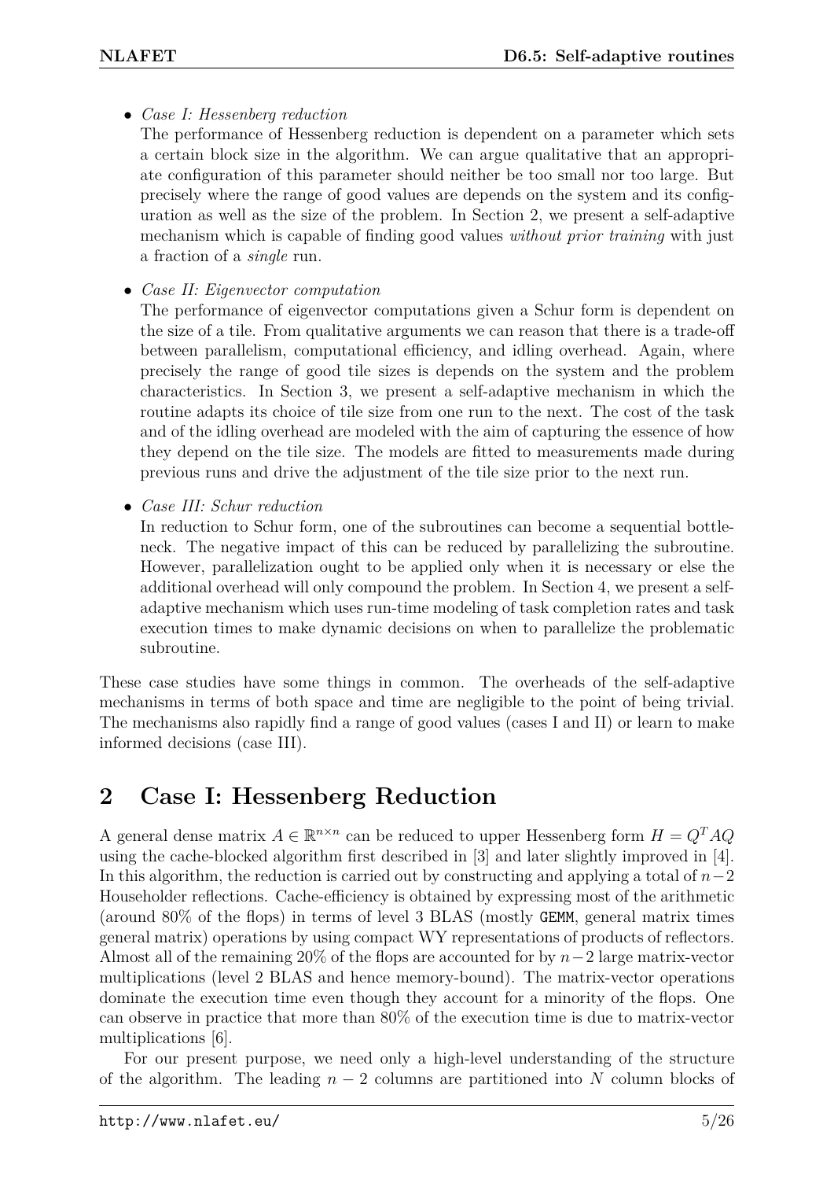- *Case I: Hessenberg reduction*
  The performance of Hessenberg reduction is dependent on a parameter which sets a certain block size in the algorithm. We can argue qualitative that an appropriate configuration of this parameter should neither be too small nor too large. But precisely where the range of good values are depends on the system and its configuration as well as the size of the problem. In Section 2, we present a self-adaptive mechanism which is capable of finding good values *without prior training* with just a fraction of a *single* run.

- *Case II: Eigenvector computation*
  The performance of eigenvector computations given a Schur form is dependent on the size of a tile. From qualitative arguments we can reason that there is a trade-off between parallelism, computational efficiency, and idling overhead. Again, where precisely the range of good tile sizes is depends on the system and the problem characteristics. In Section 3, we present a self-adaptive mechanism in which the routine adapts its choice of tile size from one run to the next. The cost of the task and of the idling overhead are modeled with the aim of capturing the essence of how they depend on the tile size. The models are fitted to measurements made during previous runs and drive the adjustment of the tile size prior to the next run.

- *Case III: Schur reduction*
  In reduction to Schur form, one of the subroutines can become a sequential bottleneck. The negative impact of this can be reduced by parallelizing the subroutine. However, parallelization ought to be applied only when it is necessary or else the additional overhead will only compound the problem. In Section 4, we present a self-adaptive mechanism which uses run-time modeling of task completion rates and task execution times to make dynamic decisions on when to parallelize the problematic subroutine.

These case studies have some things in common. The overheads of the self-adaptive mechanisms in terms of both space and time are negligible to the point of being trivial. The mechanisms also rapidly find a range of good values (cases I and II) or learn to make informed decisions (case III).

## 2 Case I: Hessenberg Reduction

A general dense matrix $A \in \mathbb{R}^{n \times n}$ can be reduced to upper Hessenberg form $H = Q^T A Q$ using the cache-blocked algorithm first described in [3] and later slightly improved in [4]. In this algorithm, the reduction is carried out by constructing and applying a total of $n-2$ Householder reflections. Cache-efficiency is obtained by expressing most of the arithmetic (around 80% of the flops) in terms of level 3 BLAS (mostly `GEMM`, general matrix times general matrix) operations by using compact WY representations of products of reflectors. Almost all of the remaining 20% of the flops are accounted for by $n-2$ large matrix-vector multiplications (level 2 BLAS and hence memory-bound). The matrix-vector operations dominate the execution time even though they account for a minority of the flops. One can observe in practice that more than 80% of the execution time is due to matrix-vector multiplications [6].

For our present purpose, we need only a high-level understanding of the structure of the algorithm. The leading $n-2$ columns are partitioned into $N$ column blocks of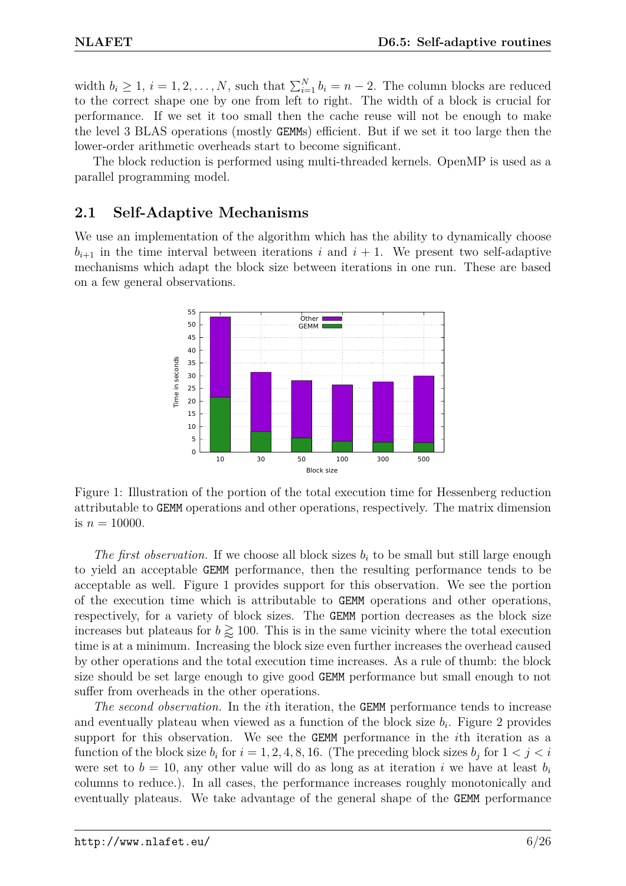width $b_i \geq 1$, $i = 1, 2, \ldots, N$, such that $\sum_{i=1}^{N} b_i = n - 2$. The column blocks are reduced to the correct shape one by one from left to right. The width of a block is crucial for performance. If we set it too small then the cache reuse will not be enough to make the level 3 BLAS operations (mostly GEMMs) efficient. But if we set it too large then the lower-order arithmetic overheads start to become significant.

The block reduction is performed using multi-threaded kernels. OpenMP is used as a parallel programming model.

## 2.1 Self-Adaptive Mechanisms

We use an implementation of the algorithm which has the ability to dynamically choose $b_{i+1}$ in the time interval between iterations $i$ and $i + 1$. We present two self-adaptive mechanisms which adapt the block size between iterations in one run. These are based on a few general observations.

Figure 1: Illustration of the portion of the total execution time for Hessenberg reduction attributable to GEMM operations and other operations, respectively. The matrix dimension is $n = 10000$.

*The first observation.* If we choose all block sizes $b_i$ to be small but still large enough to yield an acceptable GEMM performance, then the resulting performance tends to be acceptable as well. Figure 1 provides support for this observation. We see the portion of the execution time which is attributable to GEMM operations and other operations, respectively, for a variety of block sizes. The GEMM portion decreases as the block size increases but plateaus for $b \gtrapprox 100$. This is in the same vicinity where the total execution time is at a minimum. Increasing the block size even further increases the overhead caused by other operations and the total execution time increases. As a rule of thumb: the block size should be set large enough to give good GEMM performance but small enough to not suffer from overheads in the other operations.

*The second observation.* In the $i$th iteration, the GEMM performance tends to increase and eventually plateau when viewed as a function of the block size $b_i$. Figure 2 provides support for this observation. We see the GEMM performance in the $i$th iteration as a function of the block size $b_i$ for $i = 1, 2, 4, 8, 16$. (The preceding block sizes $b_j$ for $1 < j < i$ were set to $b = 10$, any other value will do as long as at iteration $i$ we have at least $b_i$ columns to reduce.). In all cases, the performance increases roughly monotonically and eventually plateaus. We take advantage of the general shape of the GEMM performance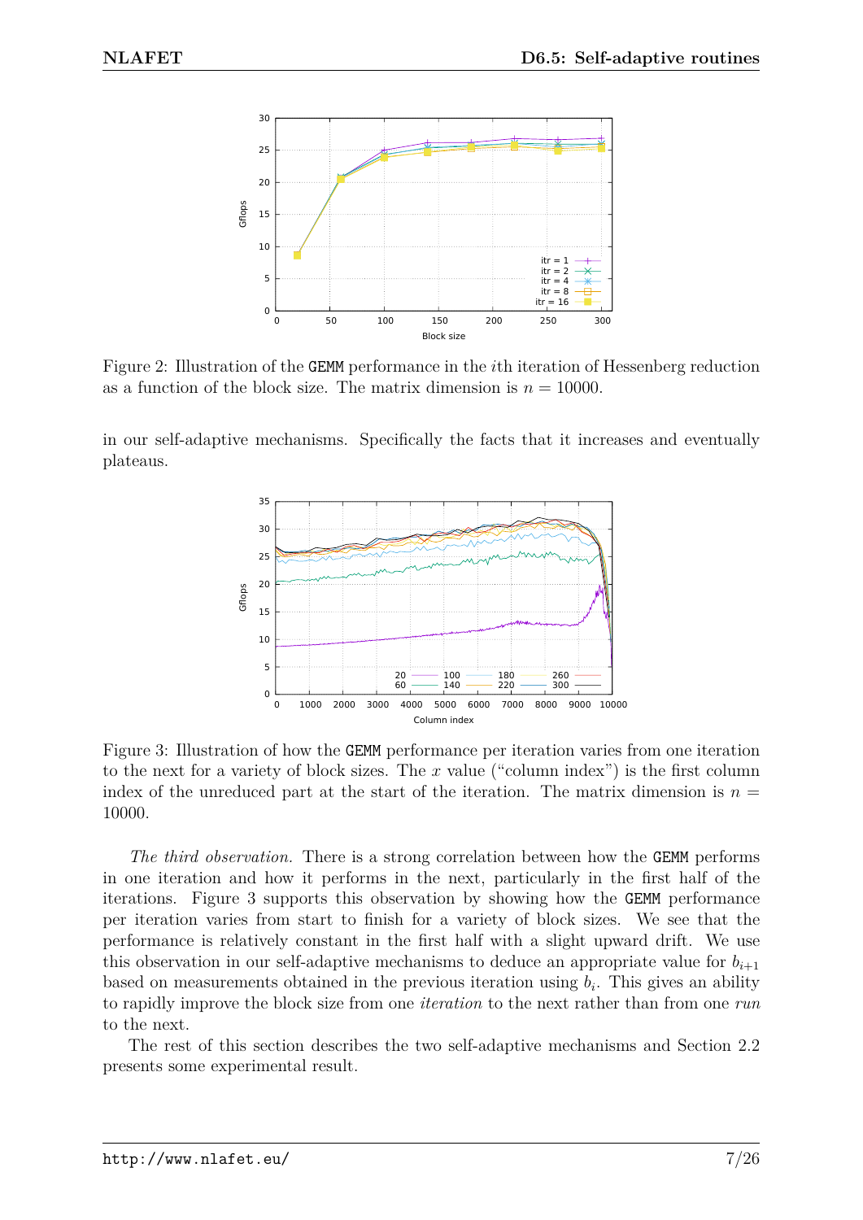Figure 2: Illustration of the GEMM performance in the $i$th iteration of Hessenberg reduction as a function of the block size. The matrix dimension is $n = 10000$.

in our self-adaptive mechanisms. Specifically the facts that it increases and eventually plateaus.

Figure 3: Illustration of how the GEMM performance per iteration varies from one iteration to the next for a variety of block sizes. The $x$ value ("column index") is the first column index of the unreduced part at the start of the iteration. The matrix dimension is $n = 10000$.

*The third observation.* There is a strong correlation between how the GEMM performs in one iteration and how it performs in the next, particularly in the first half of the iterations. Figure 3 supports this observation by showing how the GEMM performance per iteration varies from start to finish for a variety of block sizes. We see that the performance is relatively constant in the first half with a slight upward drift. We use this observation in our self-adaptive mechanisms to deduce an appropriate value for $b_{i+1}$ based on measurements obtained in the previous iteration using $b_i$. This gives an ability to rapidly improve the block size from one *iteration* to the next rather than from one *run* to the next.

The rest of this section describes the two self-adaptive mechanisms and Section 2.2 presents some experimental result.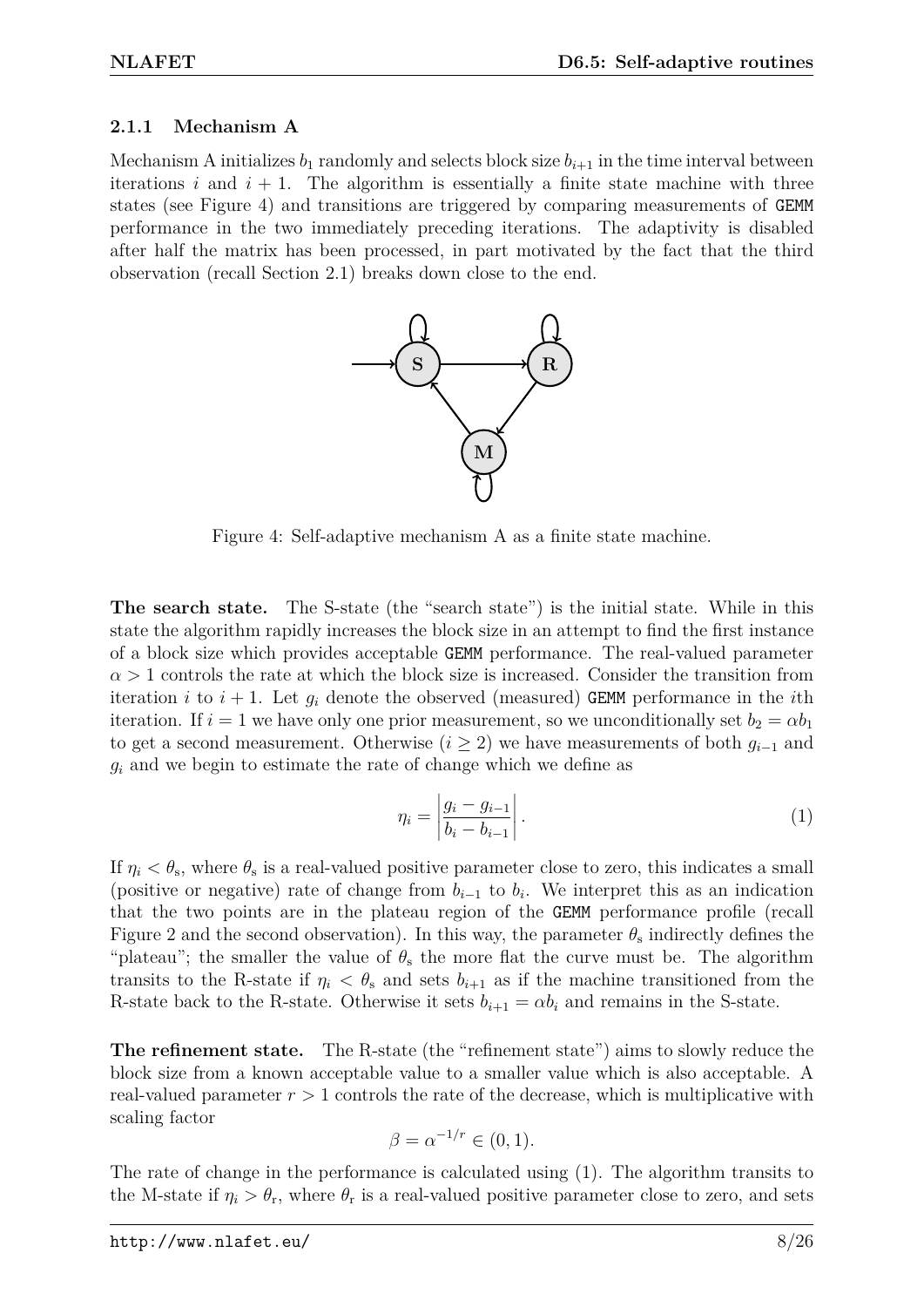#### 2.1.1 Mechanism A

Mechanism A initializes $b_1$ randomly and selects block size $b_{i+1}$ in the time interval between iterations $i$ and $i+1$. The algorithm is essentially a finite state machine with three states (see Figure 4) and transitions are triggered by comparing measurements of GEMM performance in the two immediately preceding iterations. The adaptivity is disabled after half the matrix has been processed, in part motivated by the fact that the third observation (recall Section 2.1) breaks down close to the end.

Figure 4: Self-adaptive mechanism A as a finite state machine.

**The search state.** The S-state (the "search state") is the initial state. While in this state the algorithm rapidly increases the block size in an attempt to find the first instance of a block size which provides acceptable GEMM performance. The real-valued parameter $\alpha > 1$ controls the rate at which the block size is increased. Consider the transition from iteration $i$ to $i+1$. Let $g_i$ denote the observed (measured) GEMM performance in the $i$th iteration. If $i = 1$ we have only one prior measurement, so we unconditionally set $b_2 = \alpha b_1$ to get a second measurement. Otherwise ($i \geq 2$) we have measurements of both $g_{i-1}$ and $g_i$ and we begin to estimate the rate of change which we define as

$$\eta_i = \left| \frac{g_i - g_{i-1}}{b_i - b_{i-1}} \right|. \tag{1}$$

If $\eta_i < \theta_\mathrm{s}$, where $\theta_\mathrm{s}$ is a real-valued positive parameter close to zero, this indicates a small (positive or negative) rate of change from $b_{i-1}$ to $b_i$. We interpret this as an indication that the two points are in the plateau region of the GEMM performance profile (recall Figure 2 and the second observation). In this way, the parameter $\theta_\mathrm{s}$ indirectly defines the "plateau"; the smaller the value of $\theta_\mathrm{s}$ the more flat the curve must be. The algorithm transits to the R-state if $\eta_i < \theta_\mathrm{s}$ and sets $b_{i+1}$ as if the machine transitioned from the R-state back to the R-state. Otherwise it sets $b_{i+1} = \alpha b_i$ and remains in the S-state.

**The refinement state.** The R-state (the "refinement state") aims to slowly reduce the block size from a known acceptable value to a smaller value which is also acceptable. A real-valued parameter $r > 1$ controls the rate of the decrease, which is multiplicative with scaling factor

$$\beta = \alpha^{-1/r} \in (0, 1).$$

The rate of change in the performance is calculated using (1). The algorithm transits to the M-state if $\eta_i > \theta_\mathrm{r}$, where $\theta_\mathrm{r}$ is a real-valued positive parameter close to zero, and sets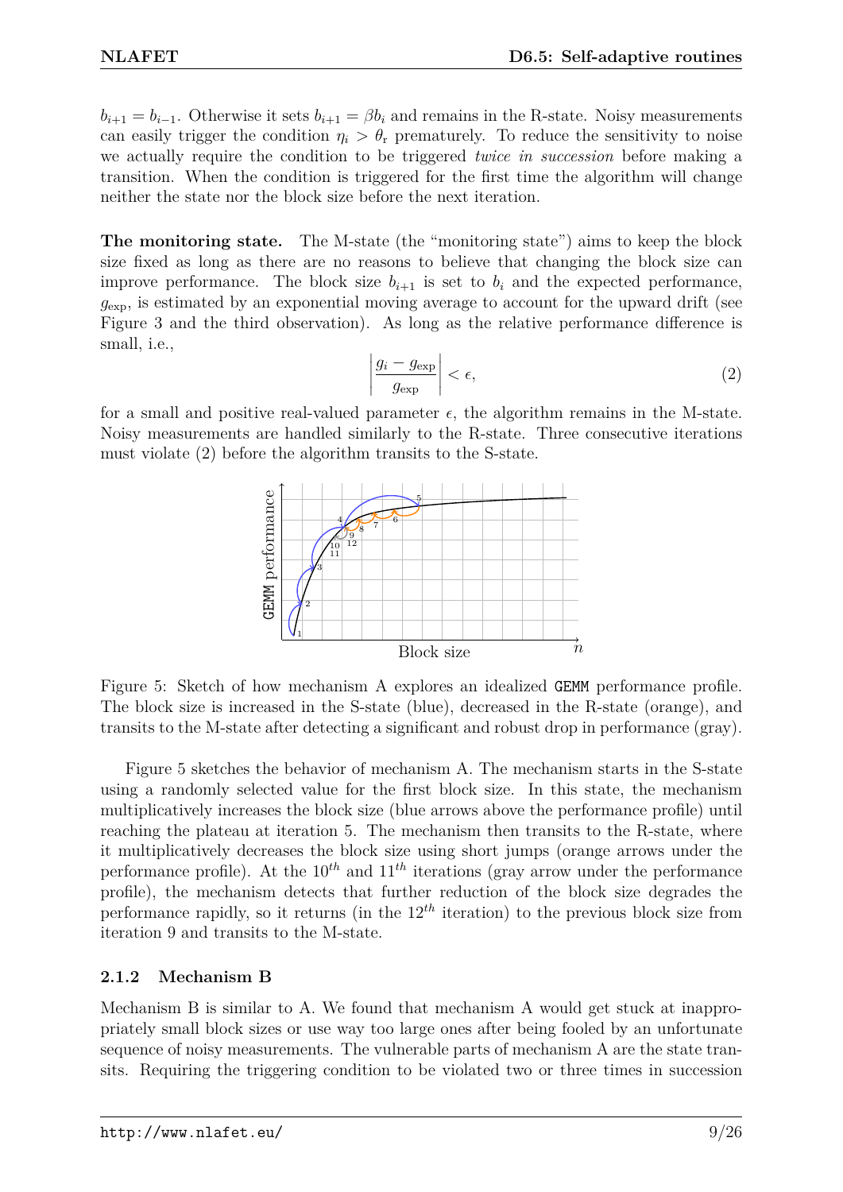$b_{i+1} = b_{i-1}$. Otherwise it sets $b_{i+1} = \beta b_i$ and remains in the R-state. Noisy measurements can easily trigger the condition $\eta_i > \theta_r$ prematurely. To reduce the sensitivity to noise we actually require the condition to be triggered *twice in succession* before making a transition. When the condition is triggered for the first time the algorithm will change neither the state nor the block size before the next iteration.

**The monitoring state.** The M-state (the "monitoring state") aims to keep the block size fixed as long as there are no reasons to believe that changing the block size can improve performance. The block size $b_{i+1}$ is set to $b_i$ and the expected performance, $g_{\text{exp}}$, is estimated by an exponential moving average to account for the upward drift (see Figure 3 and the third observation). As long as the relative performance difference is small, i.e.,

$$\left| \frac{g_i - g_{\text{exp}}}{g_{\text{exp}}} \right| < \epsilon, \tag{2}$$

for a small and positive real-valued parameter $\epsilon$, the algorithm remains in the M-state. Noisy measurements are handled similarly to the R-state. Three consecutive iterations must violate (2) before the algorithm transits to the S-state.

Figure 5: Sketch of how mechanism A explores an idealized GEMM performance profile. The block size is increased in the S-state (blue), decreased in the R-state (orange), and transits to the M-state after detecting a significant and robust drop in performance (gray).

Figure 5 sketches the behavior of mechanism A. The mechanism starts in the S-state using a randomly selected value for the first block size. In this state, the mechanism multiplicatively increases the block size (blue arrows above the performance profile) until reaching the plateau at iteration 5. The mechanism then transits to the R-state, where it multiplicatively decreases the block size using short jumps (orange arrows under the performance profile). At the $10^{th}$ and $11^{th}$ iterations (gray arrow under the performance profile), the mechanism detects that further reduction of the block size degrades the performance rapidly, so it returns (in the $12^{th}$ iteration) to the previous block size from iteration 9 and transits to the M-state.

### 2.1.2 Mechanism B

Mechanism B is similar to A. We found that mechanism A would get stuck at inappropriately small block sizes or use way too large ones after being fooled by an unfortunate sequence of noisy measurements. The vulnerable parts of mechanism A are the state transits. Requiring the triggering condition to be violated two or three times in succession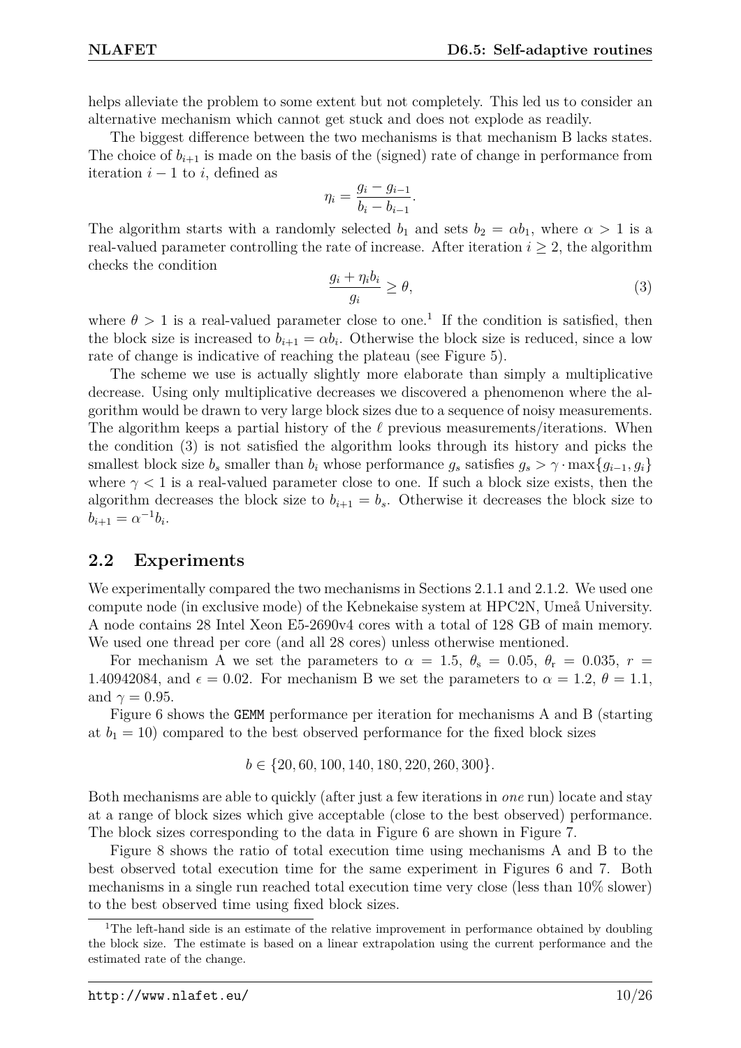helps alleviate the problem to some extent but not completely. This led us to consider an alternative mechanism which cannot get stuck and does not explode as readily.

The biggest difference between the two mechanisms is that mechanism B lacks states. The choice of $b_{i+1}$ is made on the basis of the (signed) rate of change in performance from iteration $i-1$ to $i$, defined as

$$\eta_i = \frac{g_i - g_{i-1}}{b_i - b_{i-1}}.$$

The algorithm starts with a randomly selected $b_1$ and sets $b_2 = \alpha b_1$, where $\alpha > 1$ is a real-valued parameter controlling the rate of increase. After iteration $i \geq 2$, the algorithm checks the condition

$$\frac{g_i + \eta_i b_i}{g_i} \geq \theta, \tag{3}$$

where $\theta > 1$ is a real-valued parameter close to one.[1] If the condition is satisfied, then the block size is increased to $b_{i+1} = \alpha b_i$. Otherwise the block size is reduced, since a low rate of change is indicative of reaching the plateau (see Figure 5).

The scheme we use is actually slightly more elaborate than simply a multiplicative decrease. Using only multiplicative decreases we discovered a phenomenon where the algorithm would be drawn to very large block sizes due to a sequence of noisy measurements. The algorithm keeps a partial history of the $\ell$ previous measurements/iterations. When the condition (3) is not satisfied the algorithm looks through its history and picks the smallest block size $b_s$ smaller than $b_i$ whose performance $g_s$ satisfies $g_s > \gamma \cdot \max\{g_{i-1}, g_i\}$ where $\gamma < 1$ is a real-valued parameter close to one. If such a block size exists, then the algorithm decreases the block size to $b_{i+1} = b_s$. Otherwise it decreases the block size to $b_{i+1} = \alpha^{-1} b_i$.

## 2.2 Experiments

We experimentally compared the two mechanisms in Sections 2.1.1 and 2.1.2. We used one compute node (in exclusive mode) of the Kebnekaise system at HPC2N, Umeå University. A node contains 28 Intel Xeon E5-2690v4 cores with a total of 128 GB of main memory. We used one thread per core (and all 28 cores) unless otherwise mentioned.

For mechanism A we set the parameters to $\alpha = 1.5$, $\theta_s = 0.05$, $\theta_r = 0.035$, $r = 1.40942084$, and $\epsilon = 0.02$. For mechanism B we set the parameters to $\alpha = 1.2$, $\theta = 1.1$, and $\gamma = 0.95$.

Figure 6 shows the GEMM performance per iteration for mechanisms A and B (starting at $b_1 = 10$) compared to the best observed performance for the fixed block sizes

$$b \in \{20, 60, 100, 140, 180, 220, 260, 300\}.$$

Both mechanisms are able to quickly (after just a few iterations in *one* run) locate and stay at a range of block sizes which give acceptable (close to the best observed) performance. The block sizes corresponding to the data in Figure 6 are shown in Figure 7.

Figure 8 shows the ratio of total execution time using mechanisms A and B to the best observed total execution time for the same experiment in Figures 6 and 7. Both mechanisms in a single run reached total execution time very close (less than 10% slower) to the best observed time using fixed block sizes.

[1] The left-hand side is an estimate of the relative improvement in performance obtained by doubling the block size. The estimate is based on a linear extrapolation using the current performance and the estimated rate of the change.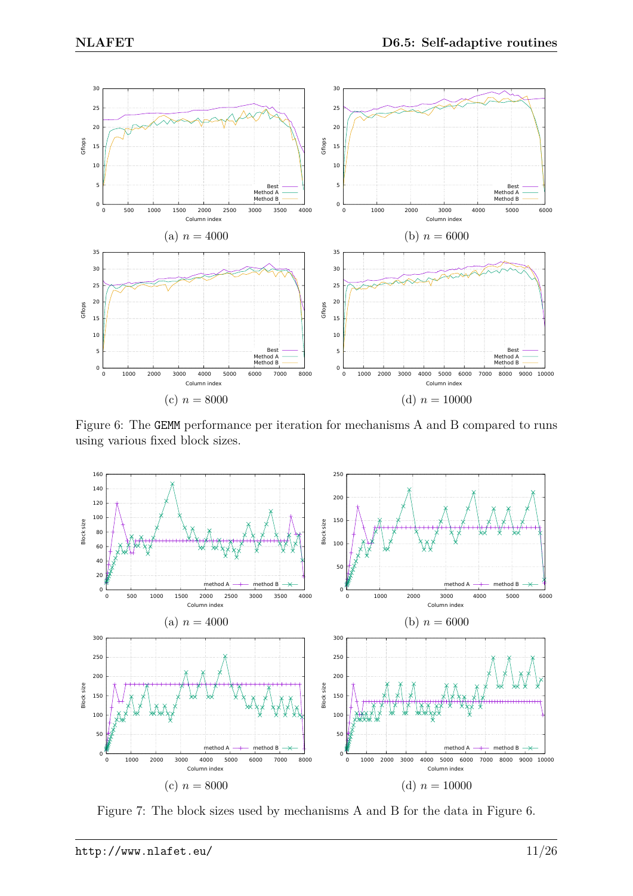(a) $n = 4000$

(b) $n = 6000$

(c) $n = 8000$

(d) $n = 10000$

Figure 6: The GEMM performance per iteration for mechanisms A and B compared to runs using various fixed block sizes.

(a) $n = 4000$

(b) $n = 6000$

(c) $n = 8000$

(d) $n = 10000$

Figure 7: The block sizes used by mechanisms A and B for the data in Figure 6.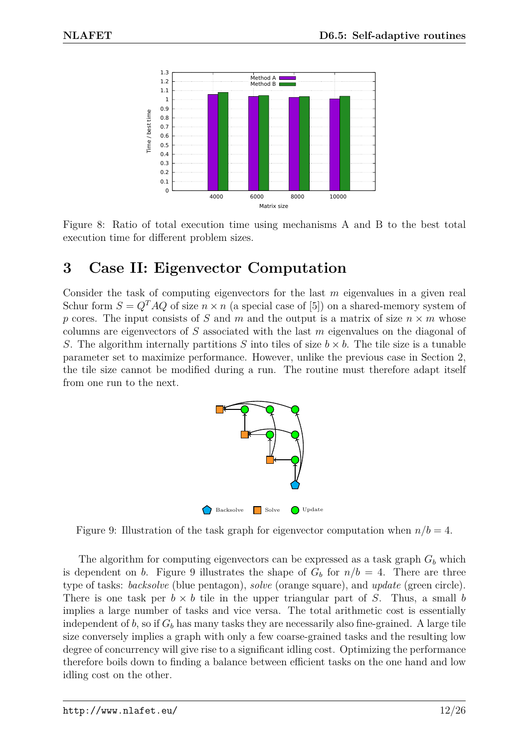Figure 8: Ratio of total execution time using mechanisms A and B to the best total execution time for different problem sizes.

# 3 Case II: Eigenvector Computation

Consider the task of computing eigenvectors for the last $m$ eigenvalues in a given real Schur form $S = Q^T AQ$ of size $n \times n$ (a special case of [5]) on a shared-memory system of $p$ cores. The input consists of $S$ and $m$ and the output is a matrix of size $n \times m$ whose columns are eigenvectors of $S$ associated with the last $m$ eigenvalues on the diagonal of $S$. The algorithm internally partitions $S$ into tiles of size $b \times b$. The tile size is a tunable parameter set to maximize performance. However, unlike the previous case in Section 2, the tile size cannot be modified during a run. The routine must therefore adapt itself from one run to the next.

Figure 9: Illustration of the task graph for eigenvector computation when $n/b = 4$.

The algorithm for computing eigenvectors can be expressed as a task graph $G_b$ which is dependent on $b$. Figure 9 illustrates the shape of $G_b$ for $n/b = 4$. There are three type of tasks: *backsolve* (blue pentagon), *solve* (orange square), and *update* (green circle). There is one task per $b \times b$ tile in the upper triangular part of $S$. Thus, a small $b$ implies a large number of tasks and vice versa. The total arithmetic cost is essentially independent of $b$, so if $G_b$ has many tasks they are necessarily also fine-grained. A large tile size conversely implies a graph with only a few coarse-grained tasks and the resulting low degree of concurrency will give rise to a significant idling cost. Optimizing the performance therefore boils down to finding a balance between efficient tasks on the one hand and low idling cost on the other.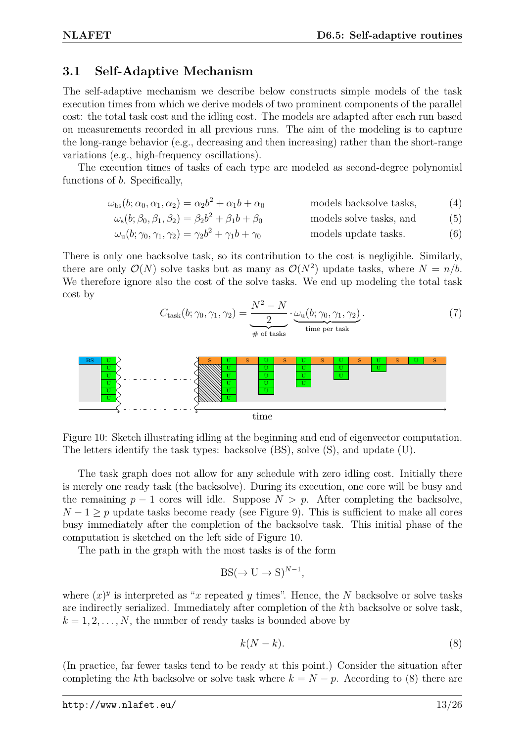## 3.1 Self-Adaptive Mechanism

The self-adaptive mechanism we describe below constructs simple models of the task execution times from which we derive models of two prominent components of the parallel cost: the total task cost and the idling cost. The models are adapted after each run based on measurements recorded in all previous runs. The aim of the modeling is to capture the long-range behavior (e.g., decreasing and then increasing) rather than the short-range variations (e.g., high-frequency oscillations).

The execution times of tasks of each type are modeled as second-degree polynomial functions of $b$. Specifically,

$$\omega_{\text{bs}}(b; \alpha_0, \alpha_1, \alpha_2) = \alpha_2 b^2 + \alpha_1 b + \alpha_0 \qquad \text{models backsolve tasks,} \tag{4}$$

$$\omega_{\text{s}}(b; \beta_0, \beta_1, \beta_2) = \beta_2 b^2 + \beta_1 b + \beta_0 \qquad \text{models solve tasks, and} \tag{5}$$

$$\omega_{\text{u}}(b; \gamma_0, \gamma_1, \gamma_2) = \gamma_2 b^2 + \gamma_1 b + \gamma_0 \qquad \text{models update tasks.} \tag{6}$$

There is only one backsolve task, so its contribution to the cost is negligible. Similarly, there are only $\mathcal{O}(N)$ solve tasks but as many as $\mathcal{O}(N^2)$ update tasks, where $N = n/b$. We therefore ignore also the cost of the solve tasks. We end up modeling the total task cost by

$$C_{\text{task}}(b; \gamma_0, \gamma_1, \gamma_2) = \underbrace{\frac{N^2 - N}{2}}_{\#\text{ of tasks}} \cdot \underbrace{\omega_{\text{u}}(b; \gamma_0, \gamma_1, \gamma_2)}_{\text{time per task}}. \tag{7}$$

Figure 10: Sketch illustrating idling at the beginning and end of eigenvector computation. The letters identify the task types: backsolve (BS), solve (S), and update (U).

The task graph does not allow for any schedule with zero idling cost. Initially there is merely one ready task (the backsolve). During its execution, one core will be busy and the remaining $p - 1$ cores will idle. Suppose $N > p$. After completing the backsolve, $N - 1 \geq p$ update tasks become ready (see Figure 9). This is sufficient to make all cores busy immediately after the completion of the backsolve task. This initial phase of the computation is sketched on the left side of Figure 10.

The path in the graph with the most tasks is of the form

$$\text{BS}(\rightarrow \text{U} \rightarrow \text{S})^{N-1},$$

where $(x)^y$ is interpreted as "$x$ repeated $y$ times". Hence, the $N$ backsolve or solve tasks are indirectly serialized. Immediately after completion of the $k$th backsolve or solve task, $k = 1, 2, \ldots, N$, the number of ready tasks is bounded above by

$$k(N - k). \tag{8}$$

(In practice, far fewer tasks tend to be ready at this point.) Consider the situation after completing the $k$th backsolve or solve task where $k = N - p$. According to (8) there are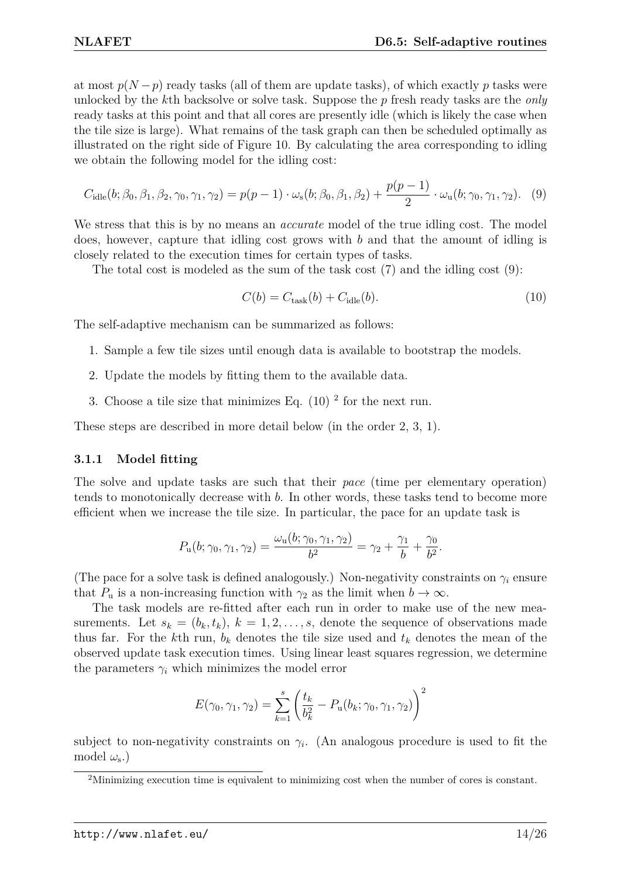at most $p(N-p)$ ready tasks (all of them are update tasks), of which exactly $p$ tasks were unlocked by the $k$th backsolve or solve task. Suppose the $p$ fresh ready tasks are the *only* ready tasks at this point and that all cores are presently idle (which is likely the case when the tile size is large). What remains of the task graph can then be scheduled optimally as illustrated on the right side of Figure 10. By calculating the area corresponding to idling we obtain the following model for the idling cost:

$$C_{\text{idle}}(b;\beta_0,\beta_1,\beta_2,\gamma_0,\gamma_1,\gamma_2) = p(p-1)\cdot\omega_{\text{s}}(b;\beta_0,\beta_1,\beta_2) + \frac{p(p-1)}{2}\cdot\omega_{\text{u}}(b;\gamma_0,\gamma_1,\gamma_2). \quad (9)$$

We stress that this is by no means an *accurate* model of the true idling cost. The model does, however, capture that idling cost grows with $b$ and that the amount of idling is closely related to the execution times for certain types of tasks.

The total cost is modeled as the sum of the task cost (7) and the idling cost (9):

$$C(b) = C_{\text{task}}(b) + C_{\text{idle}}(b). \quad (10)$$

The self-adaptive mechanism can be summarized as follows:

1. Sample a few tile sizes until enough data is available to bootstrap the models.
2. Update the models by fitting them to the available data.
3. Choose a tile size that minimizes Eq. (10) [2] for the next run.

These steps are described in more detail below (in the order 2, 3, 1).

### 3.1.1 Model fitting

The solve and update tasks are such that their *pace* (time per elementary operation) tends to monotonically decrease with $b$. In other words, these tasks tend to become more efficient when we increase the tile size. In particular, the pace for an update task is

$$P_{\text{u}}(b;\gamma_0,\gamma_1,\gamma_2) = \frac{\omega_{\text{u}}(b;\gamma_0,\gamma_1,\gamma_2)}{b^2} = \gamma_2 + \frac{\gamma_1}{b} + \frac{\gamma_0}{b^2}.$$

(The pace for a solve task is defined analogously.) Non-negativity constraints on $\gamma_i$ ensure that $P_{\text{u}}$ is a non-increasing function with $\gamma_2$ as the limit when $b\to\infty$.

The task models are re-fitted after each run in order to make use of the new measurements. Let $s_k = (b_k, t_k)$, $k = 1, 2, \ldots, s$, denote the sequence of observations made thus far. For the $k$th run, $b_k$ denotes the tile size used and $t_k$ denotes the mean of the observed update task execution times. Using linear least squares regression, we determine the parameters $\gamma_i$ which minimizes the model error

$$E(\gamma_0,\gamma_1,\gamma_2) = \sum_{k=1}^{s}\left(\frac{t_k}{b_k^2} - P_{\text{u}}(b_k;\gamma_0,\gamma_1,\gamma_2)\right)^2$$

subject to non-negativity constraints on $\gamma_i$. (An analogous procedure is used to fit the model $\omega_{\text{s}}$.)

[2] Minimizing execution time is equivalent to minimizing cost when the number of cores is constant.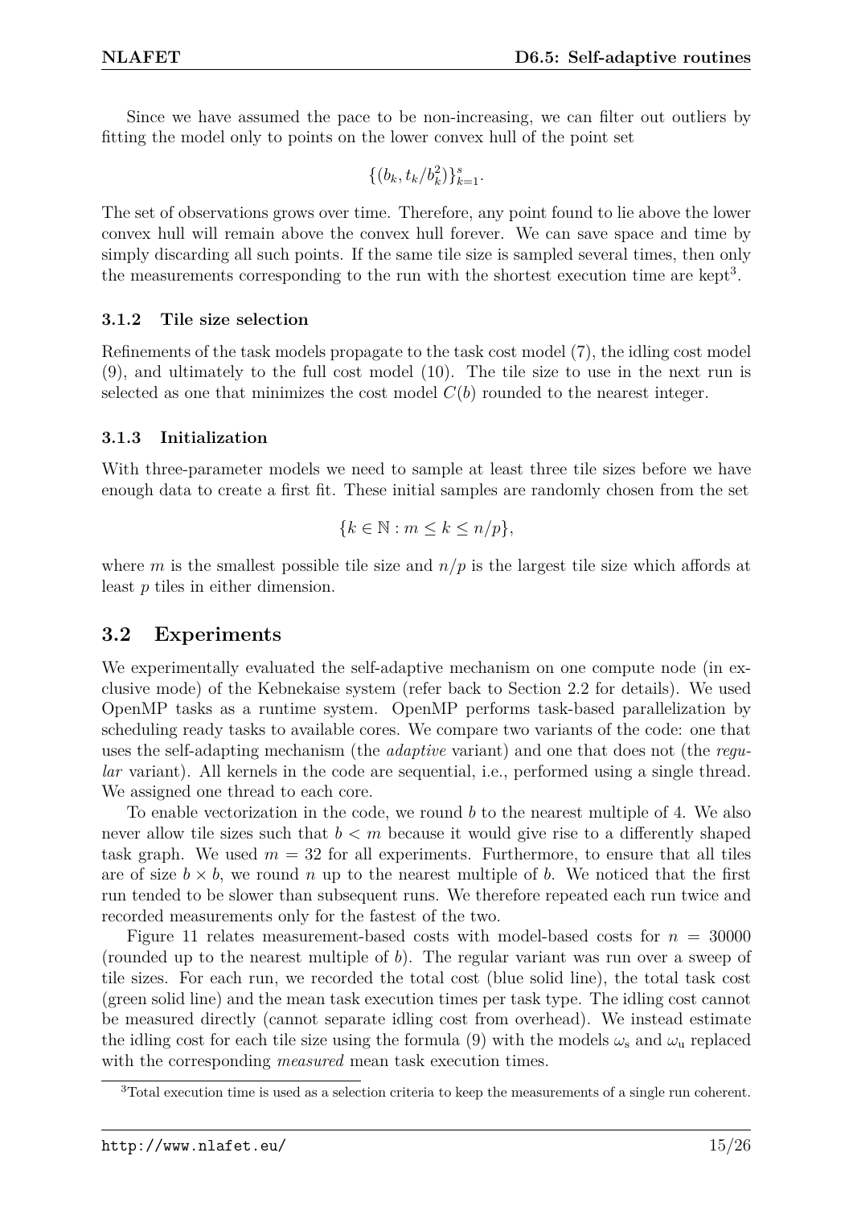Since we have assumed the pace to be non-increasing, we can filter out outliers by fitting the model only to points on the lower convex hull of the point set

$$\{(b_k, t_k/b_k^2)\}_{k=1}^{s}.$$

The set of observations grows over time. Therefore, any point found to lie above the lower convex hull will remain above the convex hull forever. We can save space and time by simply discarding all such points. If the same tile size is sampled several times, then only the measurements corresponding to the run with the shortest execution time are kept[3].

### 3.1.2 Tile size selection

Refinements of the task models propagate to the task cost model (7), the idling cost model (9), and ultimately to the full cost model (10). The tile size to use in the next run is selected as one that minimizes the cost model $C(b)$ rounded to the nearest integer.

### 3.1.3 Initialization

With three-parameter models we need to sample at least three tile sizes before we have enough data to create a first fit. These initial samples are randomly chosen from the set

$$\{k \in \mathbb{N} : m \leq k \leq n/p\},$$

where $m$ is the smallest possible tile size and $n/p$ is the largest tile size which affords at least $p$ tiles in either dimension.

## 3.2 Experiments

We experimentally evaluated the self-adaptive mechanism on one compute node (in exclusive mode) of the Kebnekaise system (refer back to Section 2.2 for details). We used OpenMP tasks as a runtime system. OpenMP performs task-based parallelization by scheduling ready tasks to available cores. We compare two variants of the code: one that uses the self-adapting mechanism (the *adaptive* variant) and one that does not (the *regular* variant). All kernels in the code are sequential, i.e., performed using a single thread. We assigned one thread to each core.

To enable vectorization in the code, we round $b$ to the nearest multiple of 4. We also never allow tile sizes such that $b < m$ because it would give rise to a differently shaped task graph. We used $m = 32$ for all experiments. Furthermore, to ensure that all tiles are of size $b \times b$, we round $n$ up to the nearest multiple of $b$. We noticed that the first run tended to be slower than subsequent runs. We therefore repeated each run twice and recorded measurements only for the fastest of the two.

Figure 11 relates measurement-based costs with model-based costs for $n = 30000$ (rounded up to the nearest multiple of $b$). The regular variant was run over a sweep of tile sizes. For each run, we recorded the total cost (blue solid line), the total task cost (green solid line) and the mean task execution times per task type. The idling cost cannot be measured directly (cannot separate idling cost from overhead). We instead estimate the idling cost for each tile size using the formula (9) with the models $\omega_{\mathrm{s}}$ and $\omega_{\mathrm{u}}$ replaced with the corresponding *measured* mean task execution times.

[3]Total execution time is used as a selection criteria to keep the measurements of a single run coherent.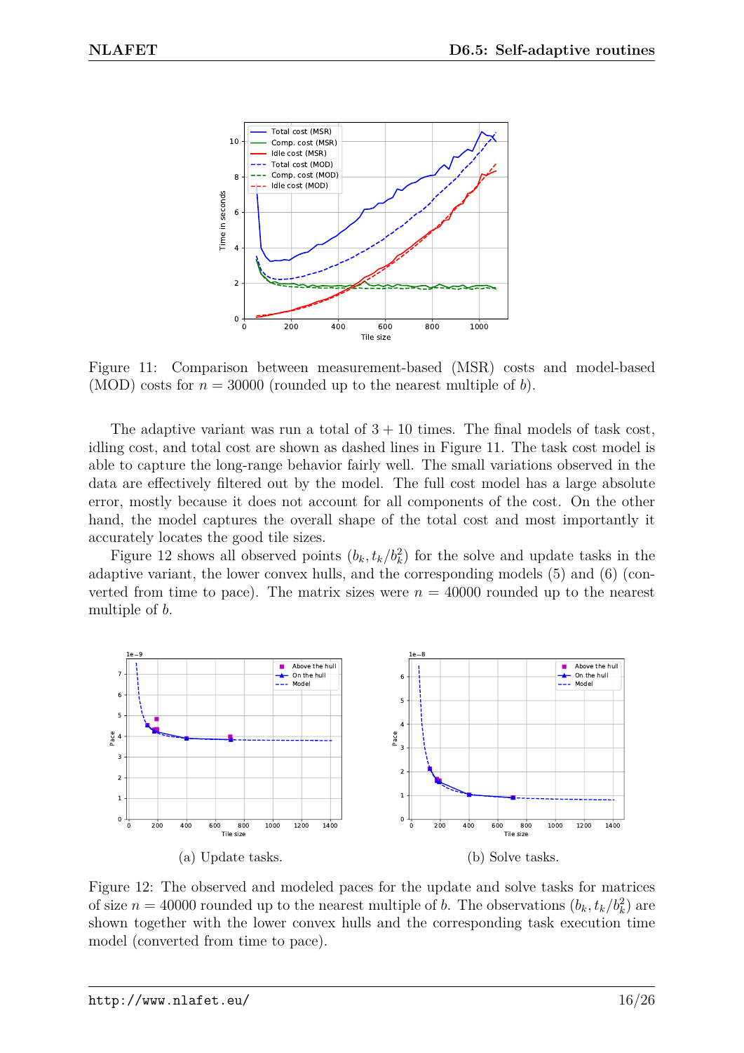Figure 11: Comparison between measurement-based (MSR) costs and model-based (MOD) costs for $n = 30000$ (rounded up to the nearest multiple of $b$).

The adaptive variant was run a total of $3 + 10$ times. The final models of task cost, idling cost, and total cost are shown as dashed lines in Figure 11. The task cost model is able to capture the long-range behavior fairly well. The small variations observed in the data are effectively filtered out by the model. The full cost model has a large absolute error, mostly because it does not account for all components of the cost. On the other hand, the model captures the overall shape of the total cost and most importantly it accurately locates the good tile sizes.

Figure 12 shows all observed points $(b_k, t_k/b_k^2)$ for the solve and update tasks in the adaptive variant, the lower convex hulls, and the corresponding models (5) and (6) (converted from time to pace). The matrix sizes were $n = 40000$ rounded up to the nearest multiple of $b$.

(a) Update tasks.

(b) Solve tasks.

Figure 12: The observed and modeled paces for the update and solve tasks for matrices of size $n = 40000$ rounded up to the nearest multiple of $b$. The observations $(b_k, t_k/b_k^2)$ are shown together with the lower convex hulls and the corresponding task execution time model (converted from time to pace).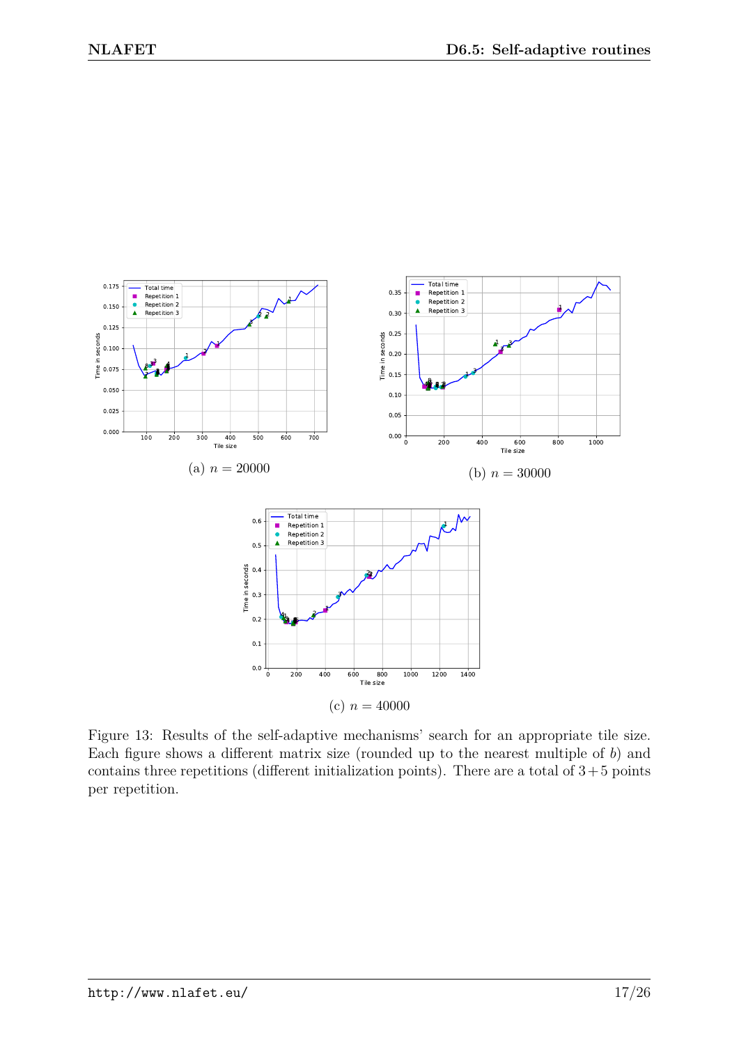(a) $n = 20000$

(b) $n = 30000$

(c) $n = 40000$

Figure 13: Results of the self-adaptive mechanisms' search for an appropriate tile size. Each figure shows a different matrix size (rounded up to the nearest multiple of $b$) and contains three repetitions (different initialization points). There are a total of $3+5$ points per repetition.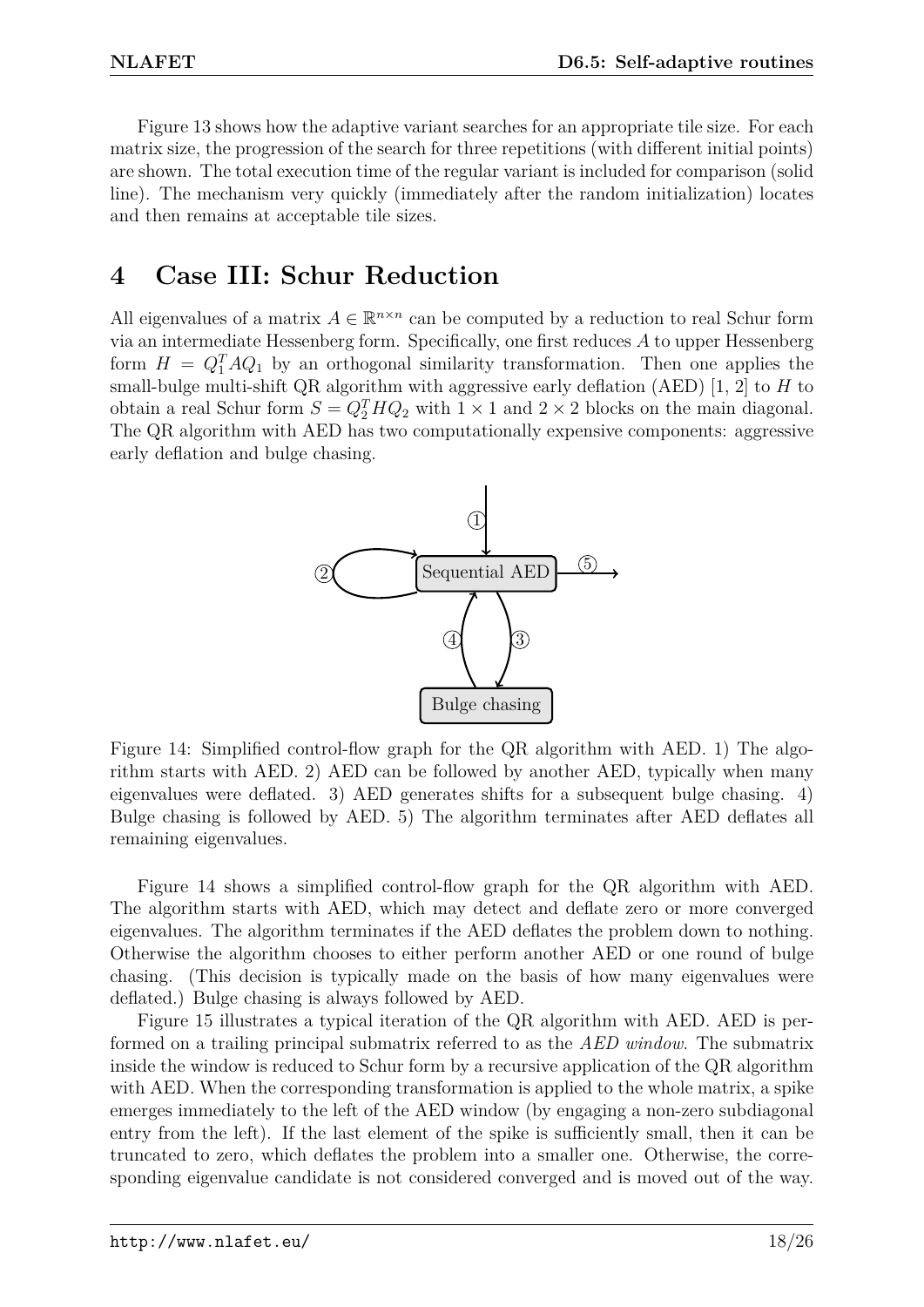Figure 13 shows how the adaptive variant searches for an appropriate tile size. For each matrix size, the progression of the search for three repetitions (with different initial points) are shown. The total execution time of the regular variant is included for comparison (solid line). The mechanism very quickly (immediately after the random initialization) locates and then remains at acceptable tile sizes.

# 4 Case III: Schur Reduction

All eigenvalues of a matrix $A \in \mathbb{R}^{n \times n}$ can be computed by a reduction to real Schur form via an intermediate Hessenberg form. Specifically, one first reduces $A$ to upper Hessenberg form $H = Q_1^T A Q_1$ by an orthogonal similarity transformation. Then one applies the small-bulge multi-shift QR algorithm with aggressive early deflation (AED) [1, 2] to $H$ to obtain a real Schur form $S = Q_2^T H Q_2$ with $1 \times 1$ and $2 \times 2$ blocks on the main diagonal. The QR algorithm with AED has two computationally expensive components: aggressive early deflation and bulge chasing.

Figure 14: Simplified control-flow graph for the QR algorithm with AED. 1) The algorithm starts with AED. 2) AED can be followed by another AED, typically when many eigenvalues were deflated. 3) AED generates shifts for a subsequent bulge chasing. 4) Bulge chasing is followed by AED. 5) The algorithm terminates after AED deflates all remaining eigenvalues.

Figure 14 shows a simplified control-flow graph for the QR algorithm with AED. The algorithm starts with AED, which may detect and deflate zero or more converged eigenvalues. The algorithm terminates if the AED deflates the problem down to nothing. Otherwise the algorithm chooses to either perform another AED or one round of bulge chasing. (This decision is typically made on the basis of how many eigenvalues were deflated.) Bulge chasing is always followed by AED.

Figure 15 illustrates a typical iteration of the QR algorithm with AED. AED is performed on a trailing principal submatrix referred to as the *AED window*. The submatrix inside the window is reduced to Schur form by a recursive application of the QR algorithm with AED. When the corresponding transformation is applied to the whole matrix, a spike emerges immediately to the left of the AED window (by engaging a non-zero subdiagonal entry from the left). If the last element of the spike is sufficiently small, then it can be truncated to zero, which deflates the problem into a smaller one. Otherwise, the corresponding eigenvalue candidate is not considered converged and is moved out of the way.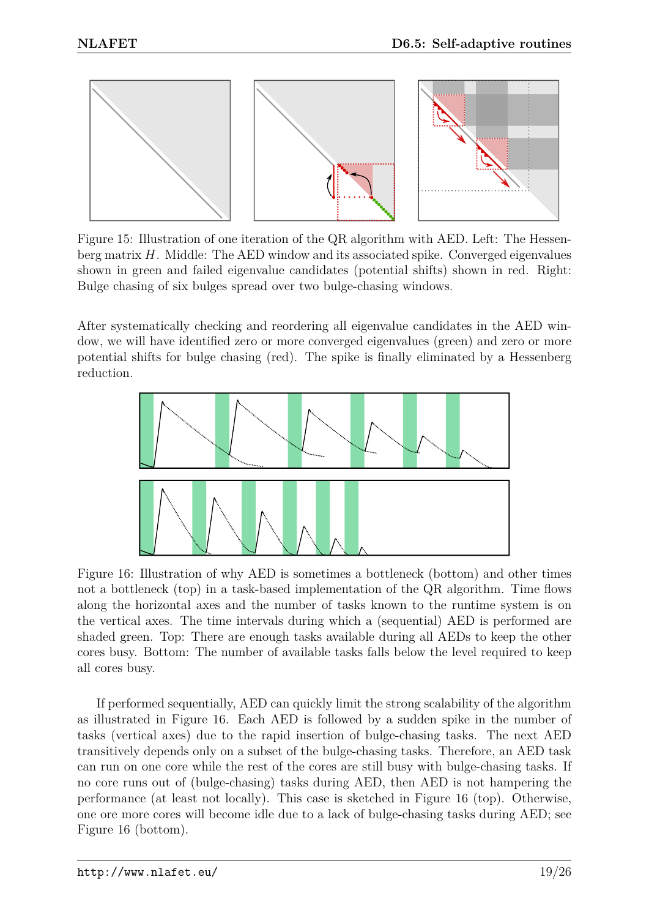Figure 15: Illustration of one iteration of the QR algorithm with AED. Left: The Hessenberg matrix $H$. Middle: The AED window and its associated spike. Converged eigenvalues shown in green and failed eigenvalue candidates (potential shifts) shown in red. Right: Bulge chasing of six bulges spread over two bulge-chasing windows.

After systematically checking and reordering all eigenvalue candidates in the AED window, we will have identified zero or more converged eigenvalues (green) and zero or more potential shifts for bulge chasing (red). The spike is finally eliminated by a Hessenberg reduction.

Figure 16: Illustration of why AED is sometimes a bottleneck (bottom) and other times not a bottleneck (top) in a task-based implementation of the QR algorithm. Time flows along the horizontal axes and the number of tasks known to the runtime system is on the vertical axes. The time intervals during which a (sequential) AED is performed are shaded green. Top: There are enough tasks available during all AEDs to keep the other cores busy. Bottom: The number of available tasks falls below the level required to keep all cores busy.

If performed sequentially, AED can quickly limit the strong scalability of the algorithm as illustrated in Figure 16. Each AED is followed by a sudden spike in the number of tasks (vertical axes) due to the rapid insertion of bulge-chasing tasks. The next AED transitively depends only on a subset of the bulge-chasing tasks. Therefore, an AED task can run on one core while the rest of the cores are still busy with bulge-chasing tasks. If no core runs out of (bulge-chasing) tasks during AED, then AED is not hampering the performance (at least not locally). This case is sketched in Figure 16 (top). Otherwise, one ore more cores will become idle due to a lack of bulge-chasing tasks during AED; see Figure 16 (bottom).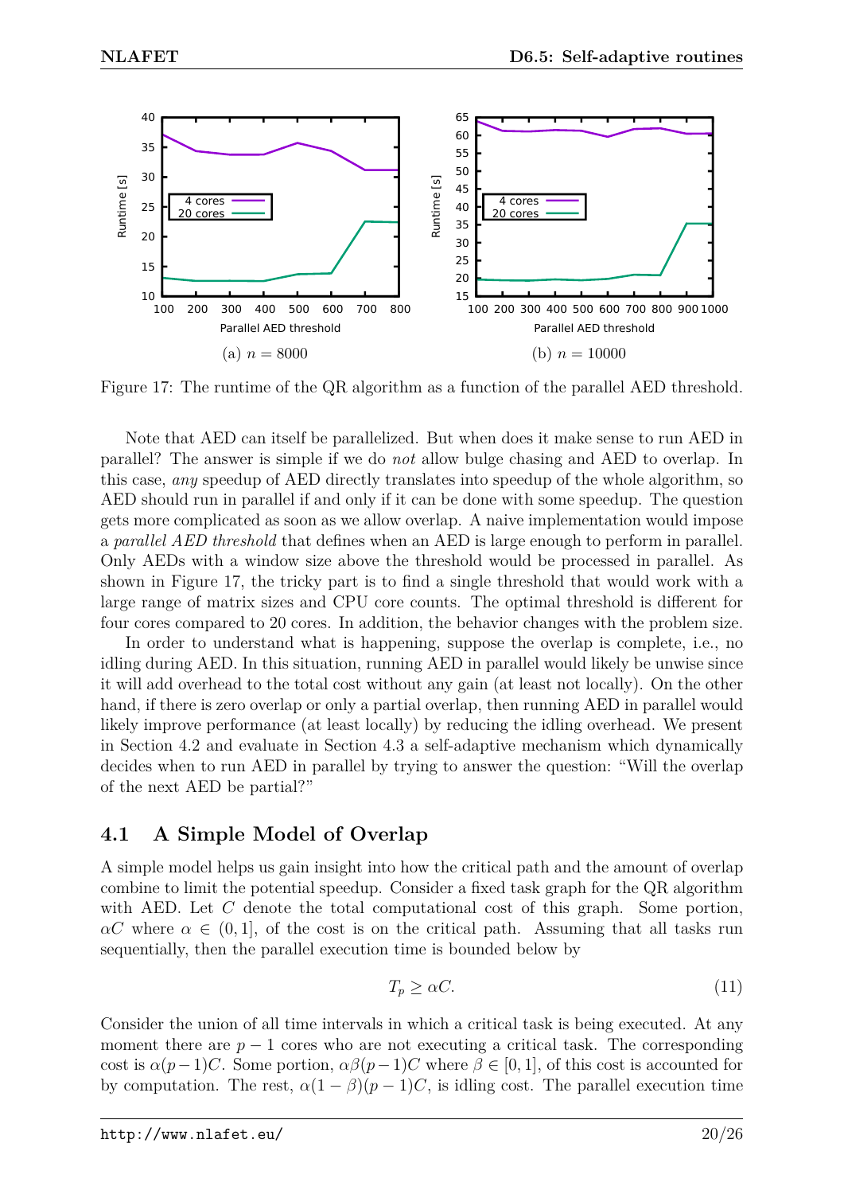(a) $n = 8000$

(b) $n = 10000$

Figure 17: The runtime of the QR algorithm as a function of the parallel AED threshold.

Note that AED can itself be parallelized. But when does it make sense to run AED in parallel? The answer is simple if we do *not* allow bulge chasing and AED to overlap. In this case, *any* speedup of AED directly translates into speedup of the whole algorithm, so AED should run in parallel if and only if it can be done with some speedup. The question gets more complicated as soon as we allow overlap. A naive implementation would impose a *parallel AED threshold* that defines when an AED is large enough to perform in parallel. Only AEDs with a window size above the threshold would be processed in parallel. As shown in Figure 17, the tricky part is to find a single threshold that would work with a large range of matrix sizes and CPU core counts. The optimal threshold is different for four cores compared to 20 cores. In addition, the behavior changes with the problem size.

In order to understand what is happening, suppose the overlap is complete, i.e., no idling during AED. In this situation, running AED in parallel would likely be unwise since it will add overhead to the total cost without any gain (at least not locally). On the other hand, if there is zero overlap or only a partial overlap, then running AED in parallel would likely improve performance (at least locally) by reducing the idling overhead. We present in Section 4.2 and evaluate in Section 4.3 a self-adaptive mechanism which dynamically decides when to run AED in parallel by trying to answer the question: "Will the overlap of the next AED be partial?"

## 4.1 A Simple Model of Overlap

A simple model helps us gain insight into how the critical path and the amount of overlap combine to limit the potential speedup. Consider a fixed task graph for the QR algorithm with AED. Let $C$ denote the total computational cost of this graph. Some portion, $\alpha C$ where $\alpha \in (0, 1]$, of the cost is on the critical path. Assuming that all tasks run sequentially, then the parallel execution time is bounded below by

$$T_p \geq \alpha C. \tag{11}$$

Consider the union of all time intervals in which a critical task is being executed. At any moment there are $p - 1$ cores who are not executing a critical task. The corresponding cost is $\alpha(p-1)C$. Some portion, $\alpha\beta(p-1)C$ where $\beta \in [0, 1]$, of this cost is accounted for by computation. The rest, $\alpha(1-\beta)(p-1)C$, is idling cost. The parallel execution time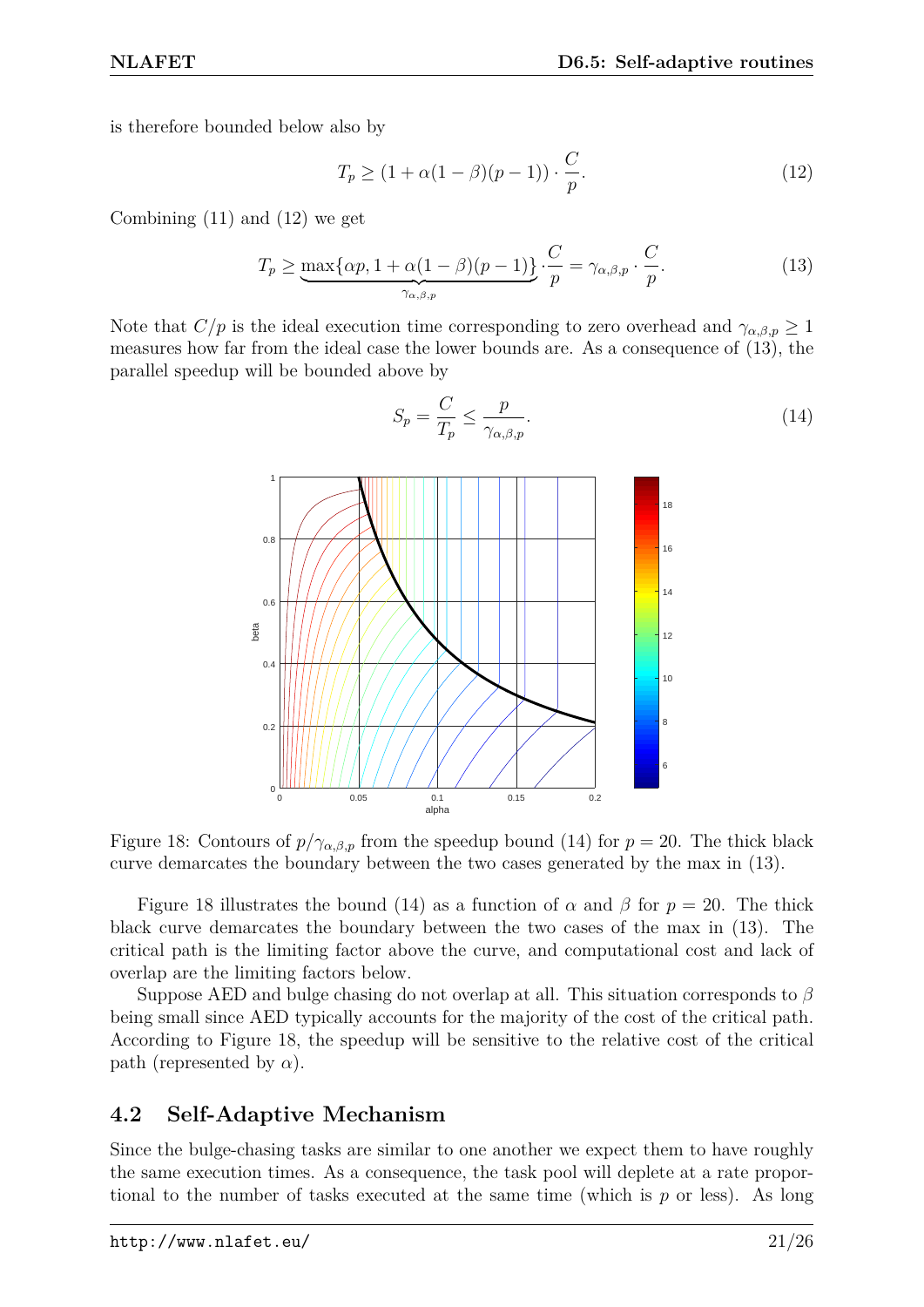is therefore bounded below also by

$$T_p \geq (1 + \alpha(1-\beta)(p-1)) \cdot \frac{C}{p}. \tag{12}$$

Combining (11) and (12) we get

$$T_p \geq \underbrace{\max\{\alpha p, 1 + \alpha(1-\beta)(p-1)\}}_{\gamma_{\alpha,\beta,p}} \cdot \frac{C}{p} = \gamma_{\alpha,\beta,p} \cdot \frac{C}{p}. \tag{13}$$

Note that $C/p$ is the ideal execution time corresponding to zero overhead and $\gamma_{\alpha,\beta,p} \geq 1$ measures how far from the ideal case the lower bounds are. As a consequence of (13), the parallel speedup will be bounded above by

$$S_p = \frac{C}{T_p} \leq \frac{p}{\gamma_{\alpha,\beta,p}}. \tag{14}$$

Figure 18: Contours of $p/\gamma_{\alpha,\beta,p}$ from the speedup bound (14) for $p = 20$. The thick black curve demarcates the boundary between the two cases generated by the max in (13).

Figure 18 illustrates the bound (14) as a function of $\alpha$ and $\beta$ for $p = 20$. The thick black curve demarcates the boundary between the two cases of the max in (13). The critical path is the limiting factor above the curve, and computational cost and lack of overlap are the limiting factors below.

Suppose AED and bulge chasing do not overlap at all. This situation corresponds to $\beta$ being small since AED typically accounts for the majority of the cost of the critical path. According to Figure 18, the speedup will be sensitive to the relative cost of the critical path (represented by $\alpha$).

## 4.2 Self-Adaptive Mechanism

Since the bulge-chasing tasks are similar to one another we expect them to have roughly the same execution times. As a consequence, the task pool will deplete at a rate proportional to the number of tasks executed at the same time (which is $p$ or less). As long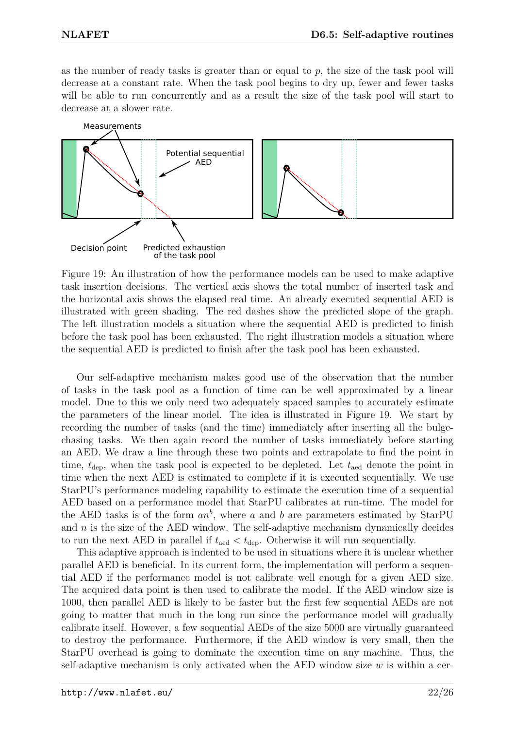as the number of ready tasks is greater than or equal to $p$, the size of the task pool will decrease at a constant rate. When the task pool begins to dry up, fewer and fewer tasks will be able to run concurrently and as a result the size of the task pool will start to decrease at a slower rate.

Figure 19: An illustration of how the performance models can be used to make adaptive task insertion decisions. The vertical axis shows the total number of inserted task and the horizontal axis shows the elapsed real time. An already executed sequential AED is illustrated with green shading. The red dashes show the predicted slope of the graph. The left illustration models a situation where the sequential AED is predicted to finish before the task pool has been exhausted. The right illustration models a situation where the sequential AED is predicted to finish after the task pool has been exhausted.

Our self-adaptive mechanism makes good use of the observation that the number of tasks in the task pool as a function of time can be well approximated by a linear model. Due to this we only need two adequately spaced samples to accurately estimate the parameters of the linear model. The idea is illustrated in Figure 19. We start by recording the number of tasks (and the time) immediately after inserting all the bulge-chasing tasks. We then again record the number of tasks immediately before starting an AED. We draw a line through these two points and extrapolate to find the point in time, $t_{\mathrm{dep}}$, when the task pool is expected to be depleted. Let $t_{\mathrm{aed}}$ denote the point in time when the next AED is estimated to complete if it is executed sequentially. We use StarPU's performance modeling capability to estimate the execution time of a sequential AED based on a performance model that StarPU calibrates at run-time. The model for the AED tasks is of the form $an^b$, where $a$ and $b$ are parameters estimated by StarPU and $n$ is the size of the AED window. The self-adaptive mechanism dynamically decides to run the next AED in parallel if $t_{\mathrm{aed}} < t_{\mathrm{dep}}$. Otherwise it will run sequentially.

This adaptive approach is indented to be used in situations where it is unclear whether parallel AED is beneficial. In its current form, the implementation will perform a sequential AED if the performance model is not calibrate well enough for a given AED size. The acquired data point is then used to calibrate the model. If the AED window size is 1000, then parallel AED is likely to be faster but the first few sequential AEDs are not going to matter that much in the long run since the performance model will gradually calibrate itself. However, a few sequential AEDs of the size 5000 are virtually guaranteed to destroy the performance. Furthermore, if the AED window is very small, then the StarPU overhead is going to dominate the execution time on any machine. Thus, the self-adaptive mechanism is only activated when the AED window size $w$ is within a cer-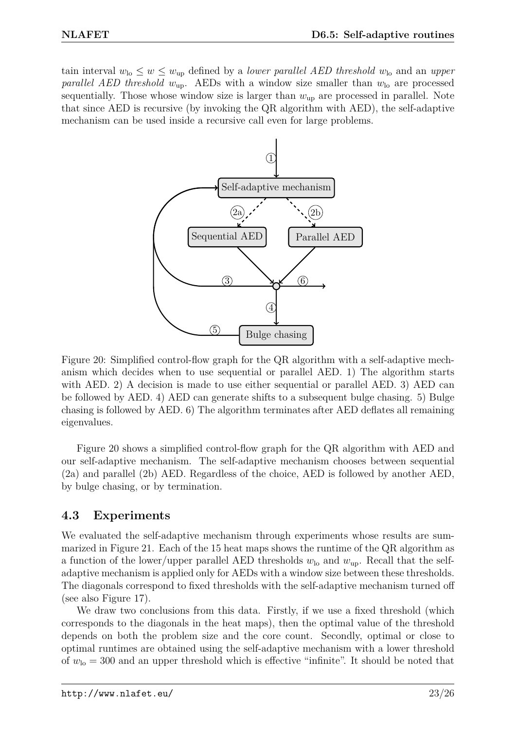tain interval $w_{\text{lo}} \leq w \leq w_{\text{up}}$ defined by a *lower parallel AED threshold* $w_{\text{lo}}$ and an *upper parallel AED threshold* $w_{\text{up}}$. AEDs with a window size smaller than $w_{\text{lo}}$ are processed sequentially. Those whose window size is larger than $w_{\text{up}}$ are processed in parallel. Note that since AED is recursive (by invoking the QR algorithm with AED), the self-adaptive mechanism can be used inside a recursive call even for large problems.

Figure 20: Simplified control-flow graph for the QR algorithm with a self-adaptive mechanism which decides when to use sequential or parallel AED. 1) The algorithm starts with AED. 2) A decision is made to use either sequential or parallel AED. 3) AED can be followed by AED. 4) AED can generate shifts to a subsequent bulge chasing. 5) Bulge chasing is followed by AED. 6) The algorithm terminates after AED deflates all remaining eigenvalues.

Figure 20 shows a simplified control-flow graph for the QR algorithm with AED and our self-adaptive mechanism. The self-adaptive mechanism chooses between sequential (2a) and parallel (2b) AED. Regardless of the choice, AED is followed by another AED, by bulge chasing, or by termination.

## 4.3 Experiments

We evaluated the self-adaptive mechanism through experiments whose results are summarized in Figure 21. Each of the 15 heat maps shows the runtime of the QR algorithm as a function of the lower/upper parallel AED thresholds $w_{\text{lo}}$ and $w_{\text{up}}$. Recall that the self-adaptive mechanism is applied only for AEDs with a window size between these thresholds. The diagonals correspond to fixed thresholds with the self-adaptive mechanism turned off (see also Figure 17).

We draw two conclusions from this data. Firstly, if we use a fixed threshold (which corresponds to the diagonals in the heat maps), then the optimal value of the threshold depends on both the problem size and the core count. Secondly, optimal or close to optimal runtimes are obtained using the self-adaptive mechanism with a lower threshold of $w_{\text{lo}} = 300$ and an upper threshold which is effective "infinite". It should be noted that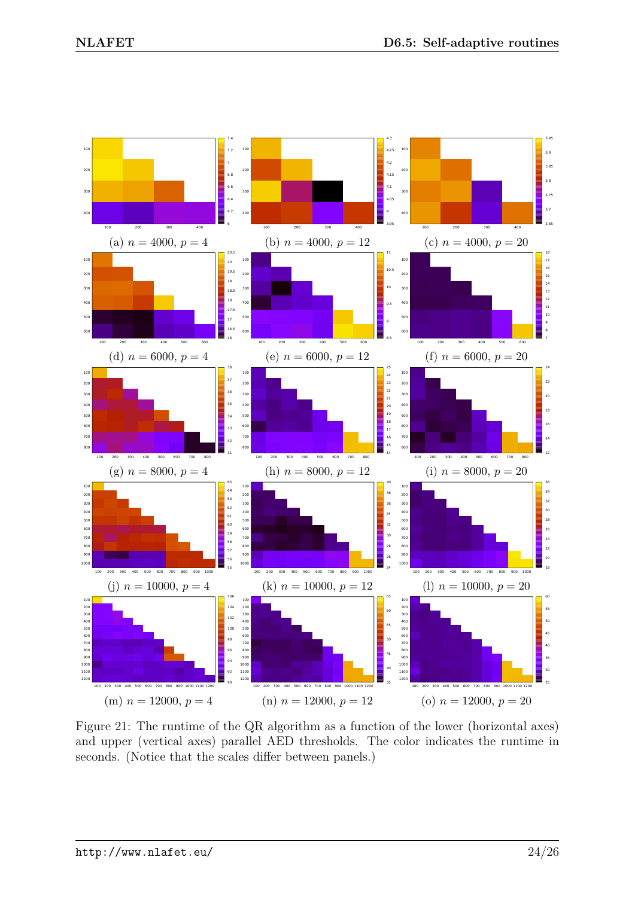(a) $n = 4000$, $p = 4$

(b) $n = 4000$, $p = 12$

(c) $n = 4000$, $p = 20$

(d) $n = 6000$, $p = 4$

(e) $n = 6000$, $p = 12$

(f) $n = 6000$, $p = 20$

(g) $n = 8000$, $p = 4$

(h) $n = 8000$, $p = 12$

(i) $n = 8000$, $p = 20$

(j) $n = 10000$, $p = 4$

(k) $n = 10000$, $p = 12$

(l) $n = 10000$, $p = 20$

(m) $n = 12000$, $p = 4$

(n) $n = 12000$, $p = 12$

(o) $n = 12000$, $p = 20$

Figure 21: The runtime of the QR algorithm as a function of the lower (horizontal axes) and upper (vertical axes) parallel AED thresholds. The color indicates the runtime in seconds. (Notice that the scales differ between panels.)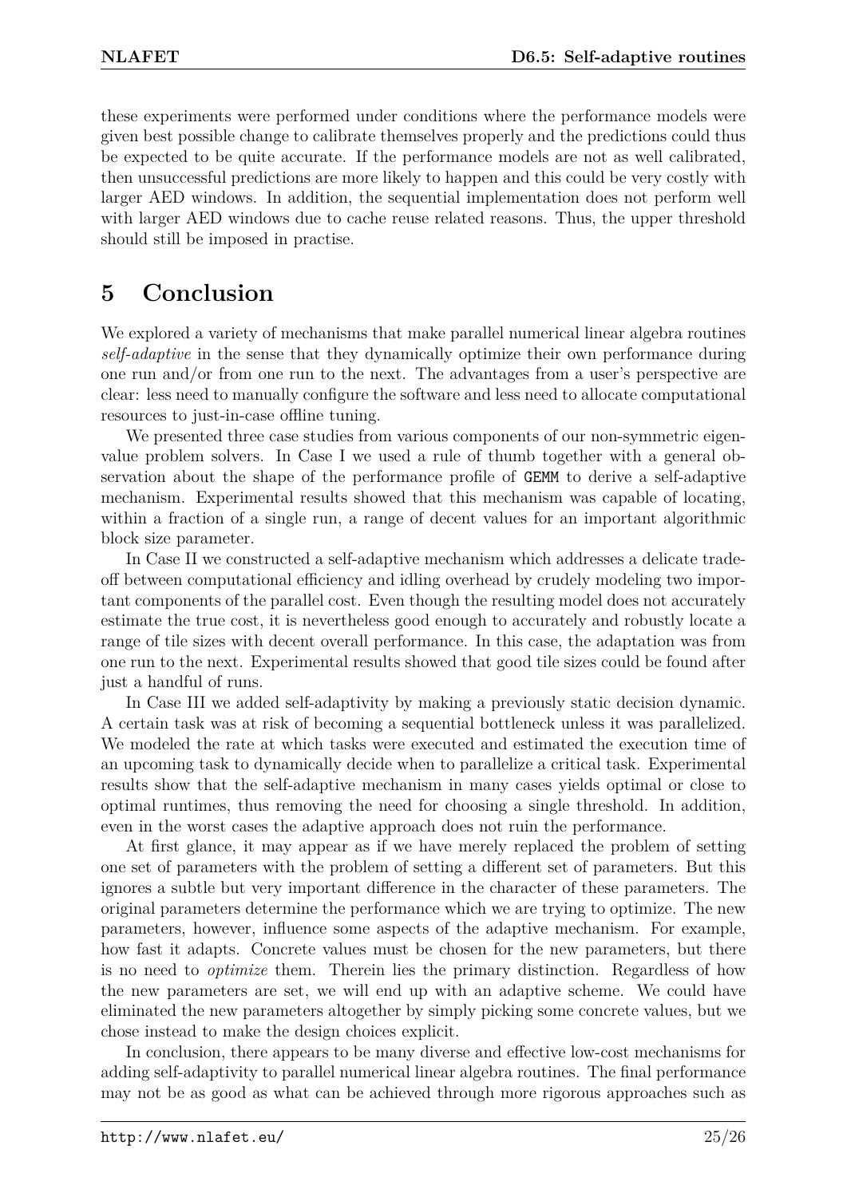these experiments were performed under conditions where the performance models were given best possible change to calibrate themselves properly and the predictions could thus be expected to be quite accurate. If the performance models are not as well calibrated, then unsuccessful predictions are more likely to happen and this could be very costly with larger AED windows. In addition, the sequential implementation does not perform well with larger AED windows due to cache reuse related reasons. Thus, the upper threshold should still be imposed in practise.

# 5 Conclusion

We explored a variety of mechanisms that make parallel numerical linear algebra routines *self-adaptive* in the sense that they dynamically optimize their own performance during one run and/or from one run to the next. The advantages from a user's perspective are clear: less need to manually configure the software and less need to allocate computational resources to just-in-case offline tuning.

We presented three case studies from various components of our non-symmetric eigenvalue problem solvers. In Case I we used a rule of thumb together with a general observation about the shape of the performance profile of `GEMM` to derive a self-adaptive mechanism. Experimental results showed that this mechanism was capable of locating, within a fraction of a single run, a range of decent values for an important algorithmic block size parameter.

In Case II we constructed a self-adaptive mechanism which addresses a delicate trade-off between computational efficiency and idling overhead by crudely modeling two important components of the parallel cost. Even though the resulting model does not accurately estimate the true cost, it is nevertheless good enough to accurately and robustly locate a range of tile sizes with decent overall performance. In this case, the adaptation was from one run to the next. Experimental results showed that good tile sizes could be found after just a handful of runs.

In Case III we added self-adaptivity by making a previously static decision dynamic. A certain task was at risk of becoming a sequential bottleneck unless it was parallelized. We modeled the rate at which tasks were executed and estimated the execution time of an upcoming task to dynamically decide when to parallelize a critical task. Experimental results show that the self-adaptive mechanism in many cases yields optimal or close to optimal runtimes, thus removing the need for choosing a single threshold. In addition, even in the worst cases the adaptive approach does not ruin the performance.

At first glance, it may appear as if we have merely replaced the problem of setting one set of parameters with the problem of setting a different set of parameters. But this ignores a subtle but very important difference in the character of these parameters. The original parameters determine the performance which we are trying to optimize. The new parameters, however, influence some aspects of the adaptive mechanism. For example, how fast it adapts. Concrete values must be chosen for the new parameters, but there is no need to *optimize* them. Therein lies the primary distinction. Regardless of how the new parameters are set, we will end up with an adaptive scheme. We could have eliminated the new parameters altogether by simply picking some concrete values, but we chose instead to make the design choices explicit.

In conclusion, there appears to be many diverse and effective low-cost mechanisms for adding self-adaptivity to parallel numerical linear algebra routines. The final performance may not be as good as what can be achieved through more rigorous approaches such as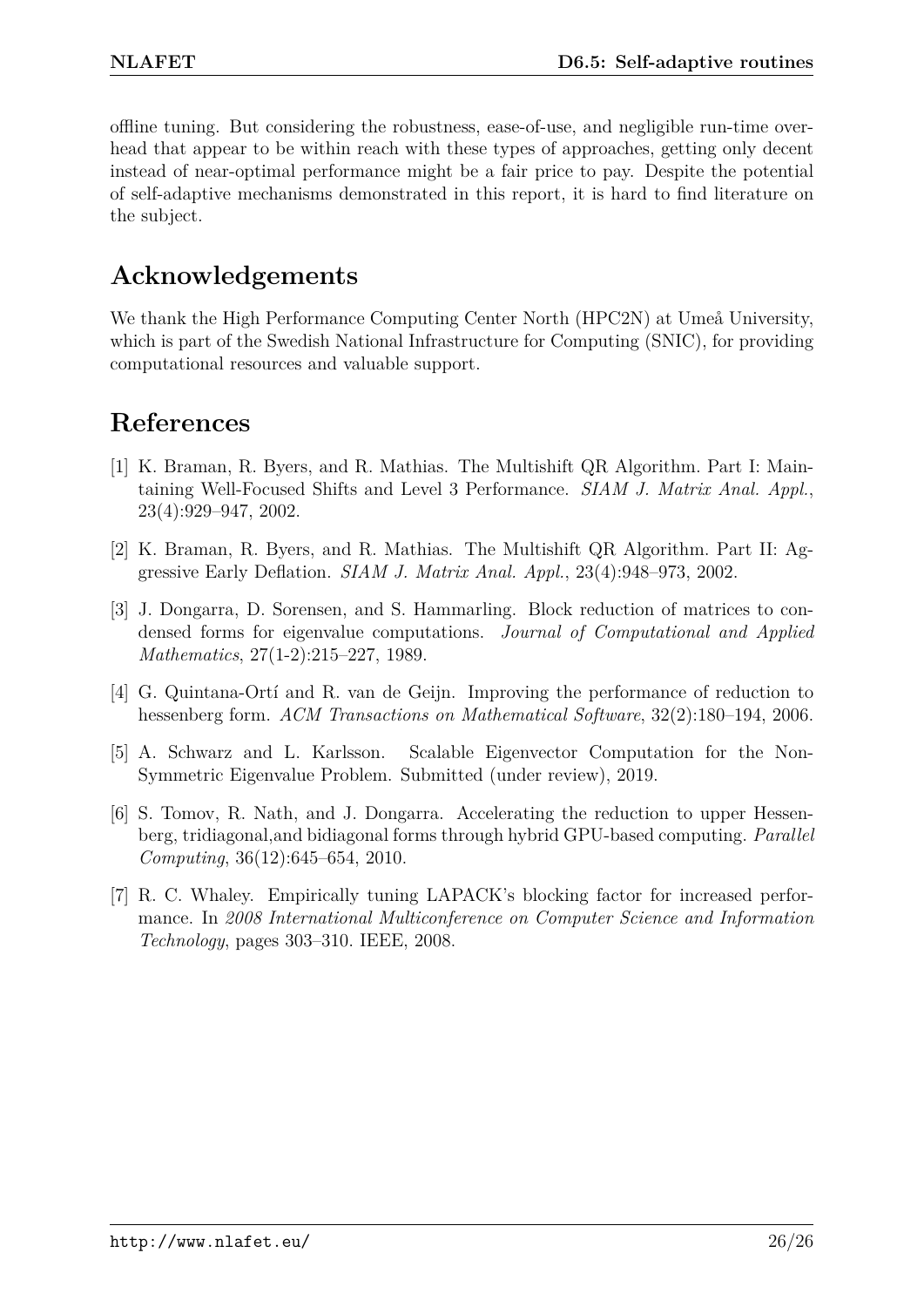offline tuning. But considering the robustness, ease-of-use, and negligible run-time overhead that appear to be within reach with these types of approaches, getting only decent instead of near-optimal performance might be a fair price to pay. Despite the potential of self-adaptive mechanisms demonstrated in this report, it is hard to find literature on the subject.

## Acknowledgements

We thank the High Performance Computing Center North (HPC2N) at Umeå University, which is part of the Swedish National Infrastructure for Computing (SNIC), for providing computational resources and valuable support.

## References

[1] K. Braman, R. Byers, and R. Mathias. The Multishift QR Algorithm. Part I: Maintaining Well-Focused Shifts and Level 3 Performance. *SIAM J. Matrix Anal. Appl.*, 23(4):929–947, 2002.

[2] K. Braman, R. Byers, and R. Mathias. The Multishift QR Algorithm. Part II: Aggressive Early Deflation. *SIAM J. Matrix Anal. Appl.*, 23(4):948–973, 2002.

[3] J. Dongarra, D. Sorensen, and S. Hammarling. Block reduction of matrices to condensed forms for eigenvalue computations. *Journal of Computational and Applied Mathematics*, 27(1-2):215–227, 1989.

[4] G. Quintana-Ortí and R. van de Geijn. Improving the performance of reduction to hessenberg form. *ACM Transactions on Mathematical Software*, 32(2):180–194, 2006.

[5] A. Schwarz and L. Karlsson. Scalable Eigenvector Computation for the Non-Symmetric Eigenvalue Problem. Submitted (under review), 2019.

[6] S. Tomov, R. Nath, and J. Dongarra. Accelerating the reduction to upper Hessenberg, tridiagonal,and bidiagonal forms through hybrid GPU-based computing. *Parallel Computing*, 36(12):645–654, 2010.

[7] R. C. Whaley. Empirically tuning LAPACK's blocking factor for increased performance. In *2008 International Multiconference on Computer Science and Information Technology*, pages 303–310. IEEE, 2008.